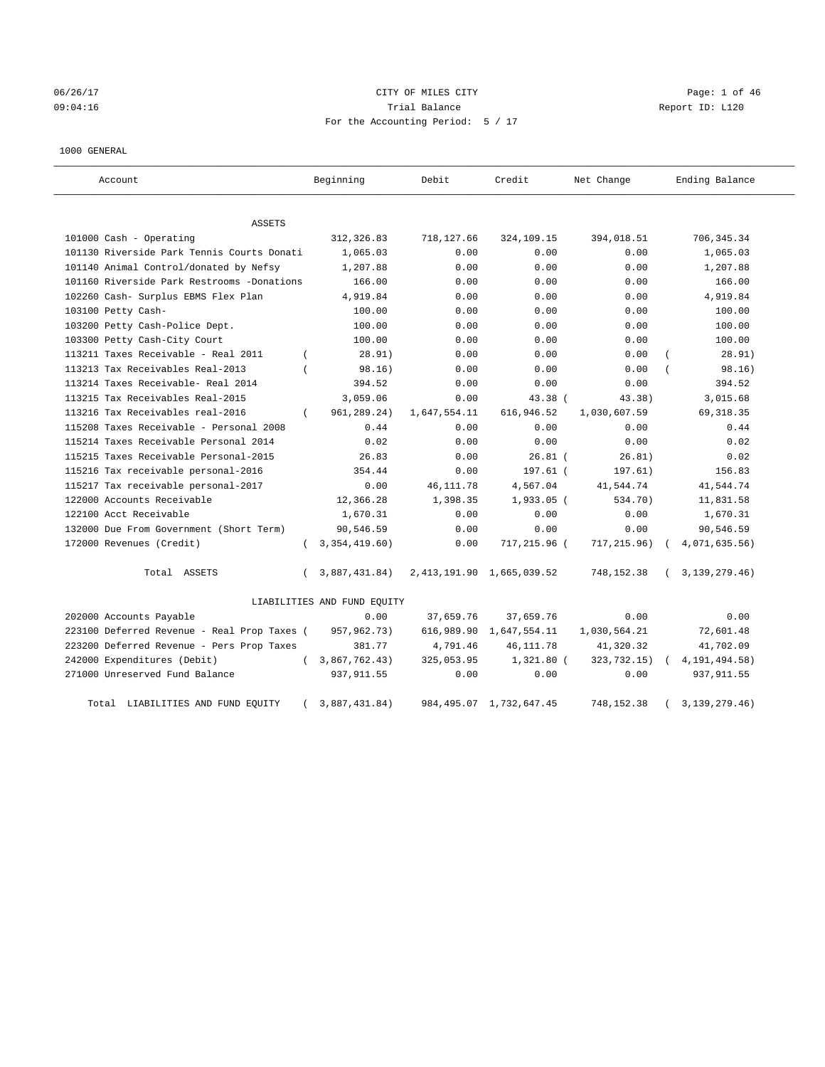CITY OF MILES CITY

Trial Balance

For the Accounting Period: 5 / 17

06/26/17
09:04:16

Report ID: L120

1000 GENERAL

| Account | Beginning | Debit | Credit | Net Change | Ending Balance |
|---|---|---|---|---|---|
| ASSETS | | | | | |
| 101000 Cash - Operating | 312,326.83 | 718,127.66 | 324,109.15 | 394,018.51 | 706,345.34 |
| 101130 Riverside Park Tennis Courts Donati | 1,065.03 | 0.00 | 0.00 | 0.00 | 1,065.03 |
| 101140 Animal Control/donated by Nefsy | 1,207.88 | 0.00 | 0.00 | 0.00 | 1,207.88 |
| 101160 Riverside Park Restrooms -Donations | 166.00 | 0.00 | 0.00 | 0.00 | 166.00 |
| 102260 Cash- Surplus EBMS Flex Plan | 4,919.84 | 0.00 | 0.00 | 0.00 | 4,919.84 |
| 103100 Petty Cash- | 100.00 | 0.00 | 0.00 | 0.00 | 100.00 |
| 103200 Petty Cash-Police Dept. | 100.00 | 0.00 | 0.00 | 0.00 | 100.00 |
| 103300 Petty Cash-City Court | 100.00 | 0.00 | 0.00 | 0.00 | 100.00 |
| 113211 Taxes Receivable - Real 2011 | ( 28.91) | 0.00 | 0.00 | 0.00 | ( 28.91) |
| 113213 Tax Receivables Real-2013 | ( 98.16) | 0.00 | 0.00 | 0.00 | ( 98.16) |
| 113214 Taxes Receivable- Real 2014 | 394.52 | 0.00 | 0.00 | 0.00 | 394.52 |
| 113215 Tax Receivables Real-2015 | 3,059.06 | 0.00 | 43.38 | ( 43.38) | 3,015.68 |
| 113216 Tax Receivables real-2016 | ( 961,289.24) | 1,647,554.11 | 616,946.52 | 1,030,607.59 | 69,318.35 |
| 115208 Taxes Receivable - Personal 2008 | 0.44 | 0.00 | 0.00 | 0.00 | 0.44 |
| 115214 Taxes Receivable Personal 2014 | 0.02 | 0.00 | 0.00 | 0.00 | 0.02 |
| 115215 Taxes Receivable Personal-2015 | 26.83 | 0.00 | 26.81 | ( 26.81) | 0.02 |
| 115216 Tax receivable personal-2016 | 354.44 | 0.00 | 197.61 | ( 197.61) | 156.83 |
| 115217 Tax receivable personal-2017 | 0.00 | 46,111.78 | 4,567.04 | 41,544.74 | 41,544.74 |
| 122000 Accounts Receivable | 12,366.28 | 1,398.35 | 1,933.05 | ( 534.70) | 11,831.58 |
| 122100 Acct Receivable | 1,670.31 | 0.00 | 0.00 | 0.00 | 1,670.31 |
| 132000 Due From Government (Short Term) | 90,546.59 | 0.00 | 0.00 | 0.00 | 90,546.59 |
| 172000 Revenues (Credit) | ( 3,354,419.60) | 0.00 | 717,215.96 | ( 717,215.96) | ( 4,071,635.56) |
| Total ASSETS | ( 3,887,431.84) | 2,413,191.90 | 1,665,039.52 | 748,152.38 | ( 3,139,279.46) |
| LIABILITIES AND FUND EQUITY | | | | | |
| 202000 Accounts Payable | 0.00 | 37,659.76 | 37,659.76 | 0.00 | 0.00 |
| 223100 Deferred Revenue - Real Prop Taxes | ( 957,962.73) | 616,989.90 | 1,647,554.11 | 1,030,564.21 | 72,601.48 |
| 223200 Deferred Revenue - Pers Prop Taxes | 381.77 | 4,791.46 | 46,111.78 | 41,320.32 | 41,702.09 |
| 242000 Expenditures (Debit) | ( 3,867,762.43) | 325,053.95 | 1,321.80 | ( 323,732.15) | ( 4,191,494.58) |
| 271000 Unreserved Fund Balance | 937,911.55 | 0.00 | 0.00 | 0.00 | 937,911.55 |
| Total LIABILITIES AND FUND EQUITY | ( 3,887,431.84) | 984,495.07 | 1,732,647.45 | 748,152.38 | ( 3,139,279.46) |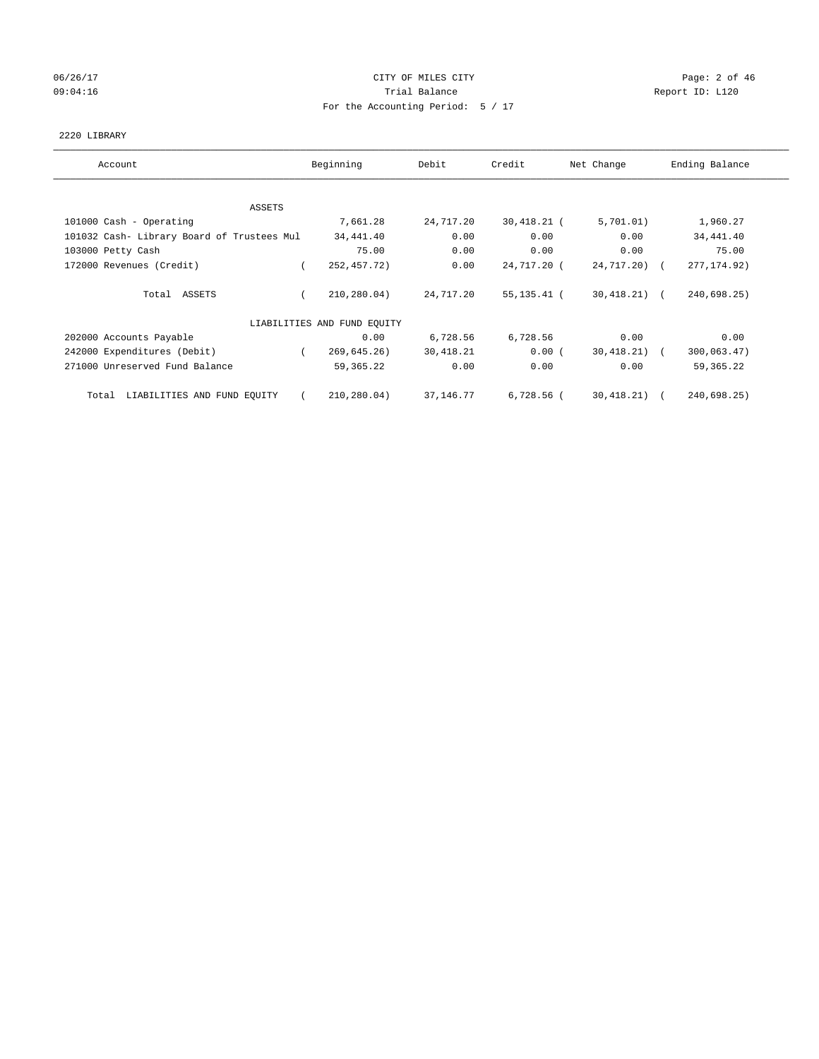CITY OF MILES CITY

Trial Balance

For the Accounting Period: 5 / 17

06/26/17 09:04:16

Report ID: L120

2220 LIBRARY

| Account | Beginning | Debit | Credit | Net Change | Ending Balance |
|---|---|---|---|---|---|
| **ASSETS** | | | | | |
| 101000 Cash - Operating | 7,661.28 | 24,717.20 | 30,418.21 | ( 5,701.01) | 1,960.27 |
| 101032 Cash- Library Board of Trustees Mul | 34,441.40 | 0.00 | 0.00 | 0.00 | 34,441.40 |
| 103000 Petty Cash | 75.00 | 0.00 | 0.00 | 0.00 | 75.00 |
| 172000 Revenues (Credit) | ( 252,457.72) | 0.00 | 24,717.20 | ( 24,717.20) | ( 277,174.92) |
| Total ASSETS | ( 210,280.04) | 24,717.20 | 55,135.41 | ( 30,418.21) | ( 240,698.25) |
| **LIABILITIES AND FUND EQUITY** | | | | | |
| 202000 Accounts Payable | 0.00 | 6,728.56 | 6,728.56 | 0.00 | 0.00 |
| 242000 Expenditures (Debit) | ( 269,645.26) | 30,418.21 | 0.00 | ( 30,418.21) | ( 300,063.47) |
| 271000 Unreserved Fund Balance | 59,365.22 | 0.00 | 0.00 | 0.00 | 59,365.22 |
| Total LIABILITIES AND FUND EQUITY | ( 210,280.04) | 37,146.77 | 6,728.56 | ( 30,418.21) | ( 240,698.25) |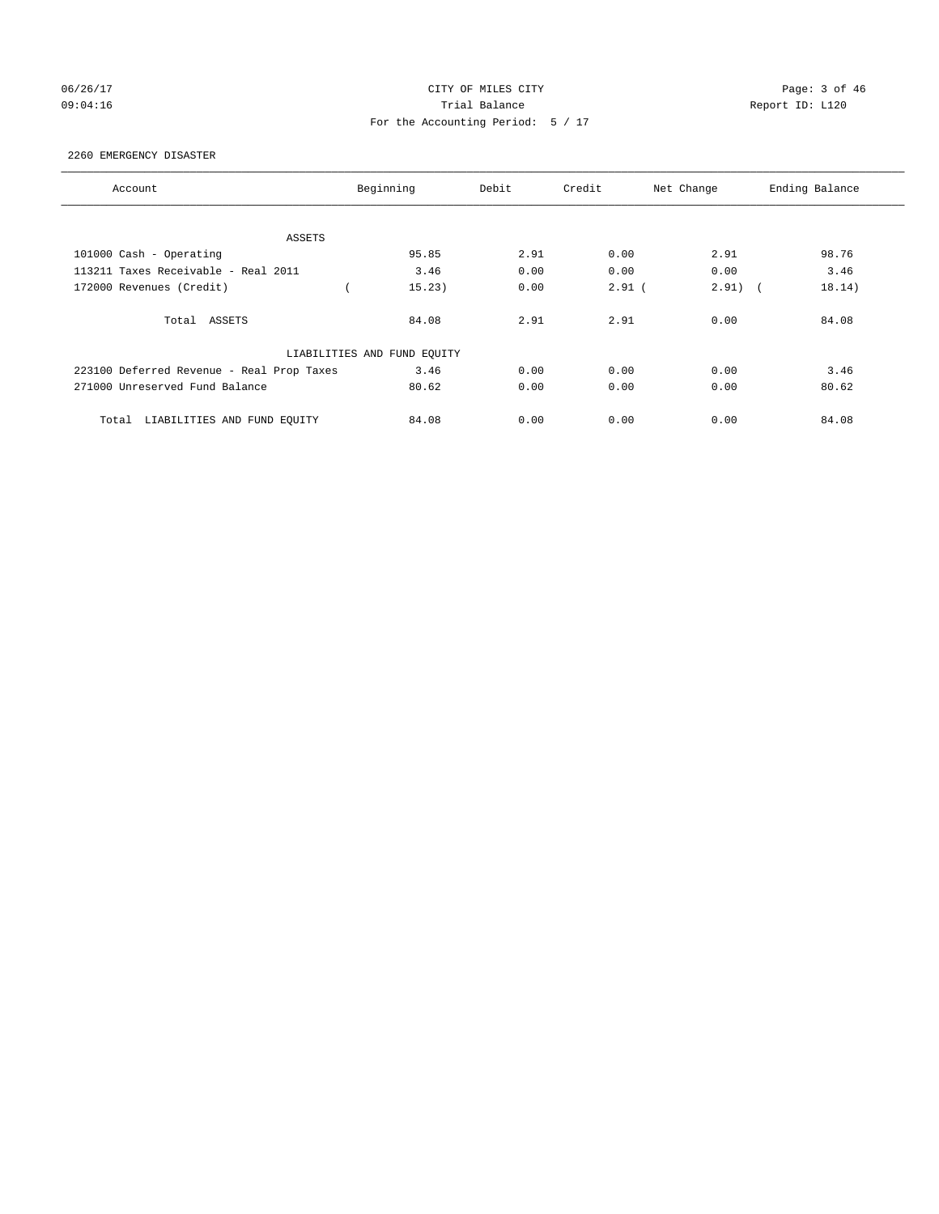CITY OF MILES CITY
Trial Balance
For the Accounting Period: 5 / 17

06/26/17
09:04:16

Report ID: L120

2260 EMERGENCY DISASTER

| Account | Beginning | Debit | Credit | Net Change | Ending Balance |
|---|---|---|---|---|---|
| ASSETS | | | | | |
| 101000 Cash - Operating | 95.85 | 2.91 | 0.00 | 2.91 | 98.76 |
| 113211 Taxes Receivable - Real 2011 | 3.46 | 0.00 | 0.00 | 0.00 | 3.46 |
| 172000 Revenues (Credit) | ( 15.23) | 0.00 | 2.91 | ( 2.91) | ( 18.14) |
| Total ASSETS | 84.08 | 2.91 | 2.91 | 0.00 | 84.08 |
| LIABILITIES AND FUND EQUITY | | | | | |
| 223100 Deferred Revenue - Real Prop Taxes | 3.46 | 0.00 | 0.00 | 0.00 | 3.46 |
| 271000 Unreserved Fund Balance | 80.62 | 0.00 | 0.00 | 0.00 | 80.62 |
| Total LIABILITIES AND FUND EQUITY | 84.08 | 0.00 | 0.00 | 0.00 | 84.08 |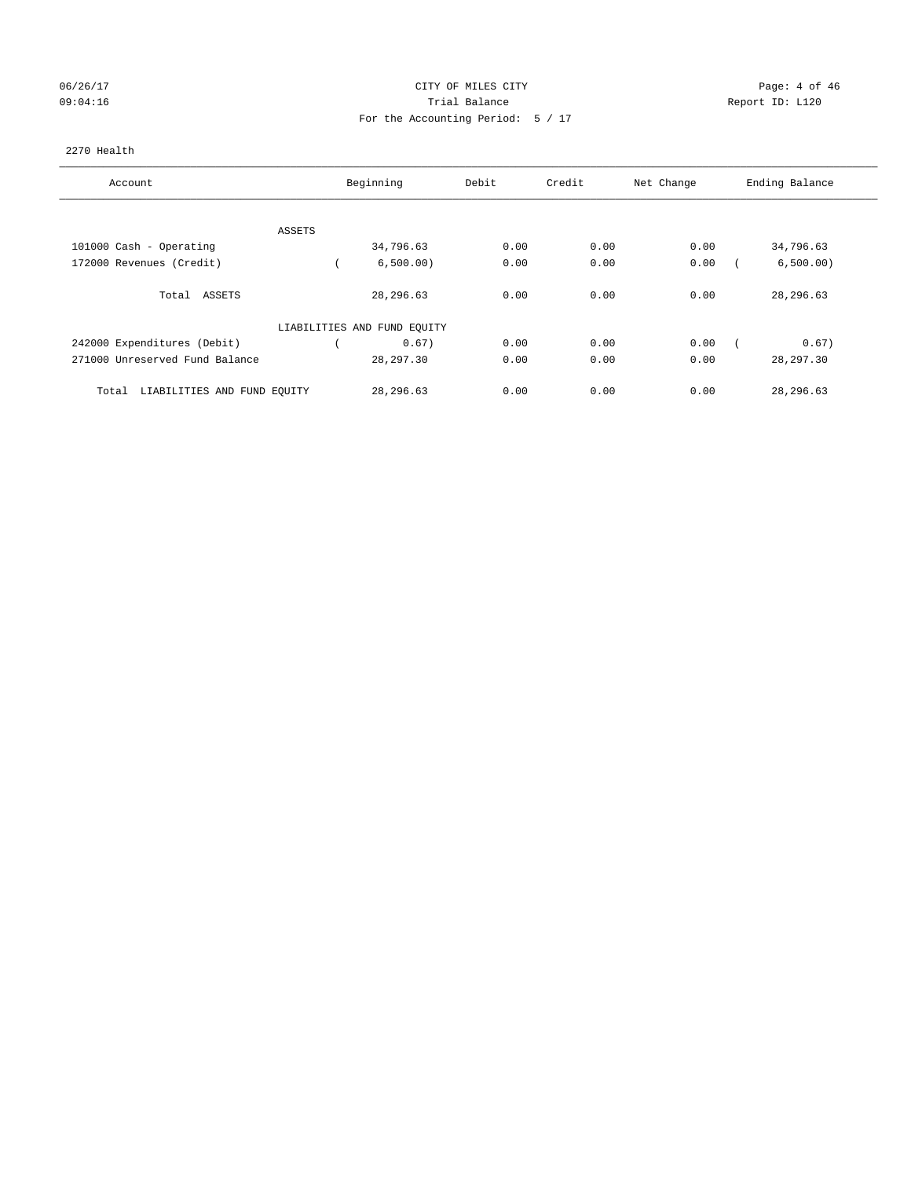CITY OF MILES CITY
Trial Balance
For the Accounting Period: 5 / 17

06/26/17
09:04:16

Report ID: L120

2270 Health

| Account | Beginning | Debit | Credit | Net Change | Ending Balance |
|---|---|---|---|---|---|
| ASSETS | | | | | |
| 101000 Cash - Operating | 34,796.63 | 0.00 | 0.00 | 0.00 | 34,796.63 |
| 172000 Revenues (Credit) | ( 6,500.00) | 0.00 | 0.00 | 0.00 | ( 6,500.00) |
| Total ASSETS | 28,296.63 | 0.00 | 0.00 | 0.00 | 28,296.63 |
| LIABILITIES AND FUND EQUITY | | | | | |
| 242000 Expenditures (Debit) | ( 0.67) | 0.00 | 0.00 | 0.00 | ( 0.67) |
| 271000 Unreserved Fund Balance | 28,297.30 | 0.00 | 0.00 | 0.00 | 28,297.30 |
| Total LIABILITIES AND FUND EQUITY | 28,296.63 | 0.00 | 0.00 | 0.00 | 28,296.63 |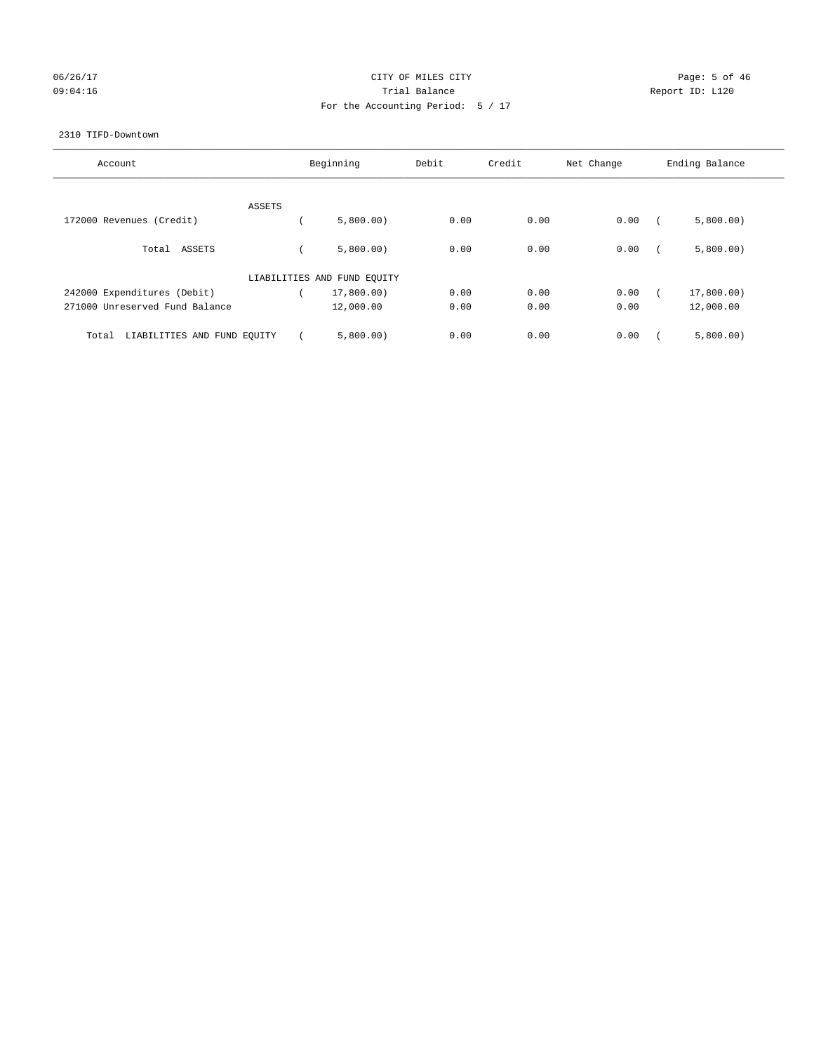CITY OF MILES CITY

Trial Balance

For the Accounting Period: 5 / 17

06/26/17 09:04:16 — Report ID: L120

2310 TIFD-Downtown

| Account | Beginning | Debit | Credit | Net Change | Ending Balance |
|---|---|---|---|---|---|
| ASSETS | | | | | |
| 172000 Revenues (Credit) | ( 5,800.00) | 0.00 | 0.00 | 0.00 | ( 5,800.00) |
| Total ASSETS | ( 5,800.00) | 0.00 | 0.00 | 0.00 | ( 5,800.00) |
| LIABILITIES AND FUND EQUITY | | | | | |
| 242000 Expenditures (Debit) | ( 17,800.00) | 0.00 | 0.00 | 0.00 | ( 17,800.00) |
| 271000 Unreserved Fund Balance | 12,000.00 | 0.00 | 0.00 | 0.00 | 12,000.00 |
| Total LIABILITIES AND FUND EQUITY | ( 5,800.00) | 0.00 | 0.00 | 0.00 | ( 5,800.00) |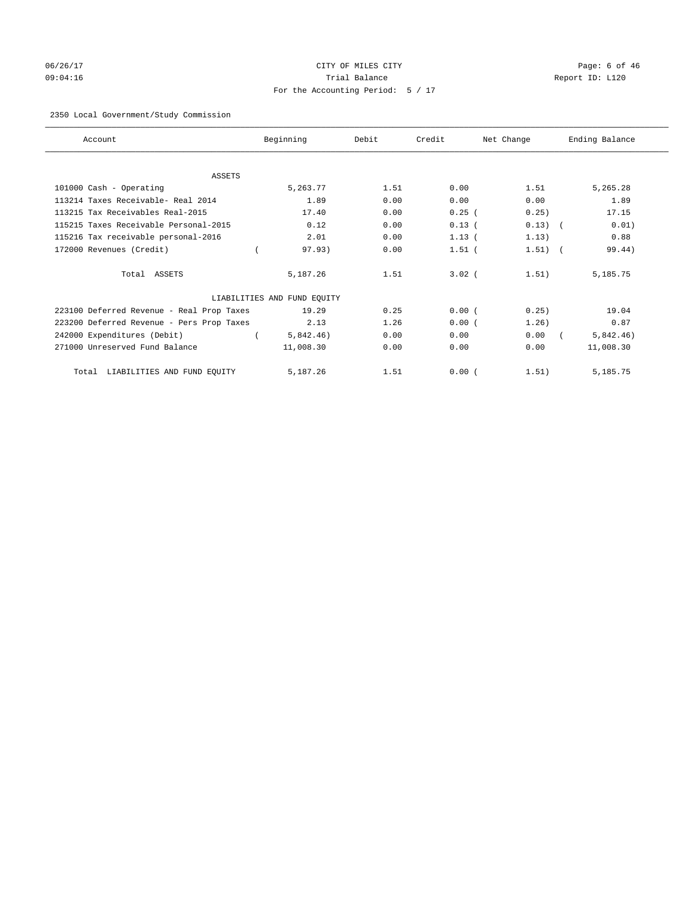CITY OF MILES CITY

Trial Balance

For the Accounting Period: 5 / 17

06/26/17 09:04:16 Report ID: L120

2350 Local Government/Study Commission

| Account | Beginning | Debit | Credit | Net Change | Ending Balance |
|---|---|---|---|---|---|
| ASSETS | | | | | |
| 101000 Cash - Operating | 5,263.77 | 1.51 | 0.00 | 1.51 | 5,265.28 |
| 113214 Taxes Receivable- Real 2014 | 1.89 | 0.00 | 0.00 | 0.00 | 1.89 |
| 113215 Tax Receivables Real-2015 | 17.40 | 0.00 | 0.25 | (0.25) | 17.15 |
| 115215 Taxes Receivable Personal-2015 | 0.12 | 0.00 | 0.13 | (0.13) | (0.01) |
| 115216 Tax receivable personal-2016 | 2.01 | 0.00 | 1.13 | (1.13) | 0.88 |
| 172000 Revenues (Credit) | (97.93) | 0.00 | 1.51 | (1.51) | (99.44) |
| Total ASSETS | 5,187.26 | 1.51 | 3.02 | (1.51) | 5,185.75 |
| LIABILITIES AND FUND EQUITY | | | | | |
| 223100 Deferred Revenue - Real Prop Taxes | 19.29 | 0.25 | 0.00 | (0.25) | 19.04 |
| 223200 Deferred Revenue - Pers Prop Taxes | 2.13 | 1.26 | 0.00 | (1.26) | 0.87 |
| 242000 Expenditures (Debit) | (5,842.46) | 0.00 | 0.00 | 0.00 | (5,842.46) |
| 271000 Unreserved Fund Balance | 11,008.30 | 0.00 | 0.00 | 0.00 | 11,008.30 |
| Total LIABILITIES AND FUND EQUITY | 5,187.26 | 1.51 | 0.00 | (1.51) | 5,185.75 |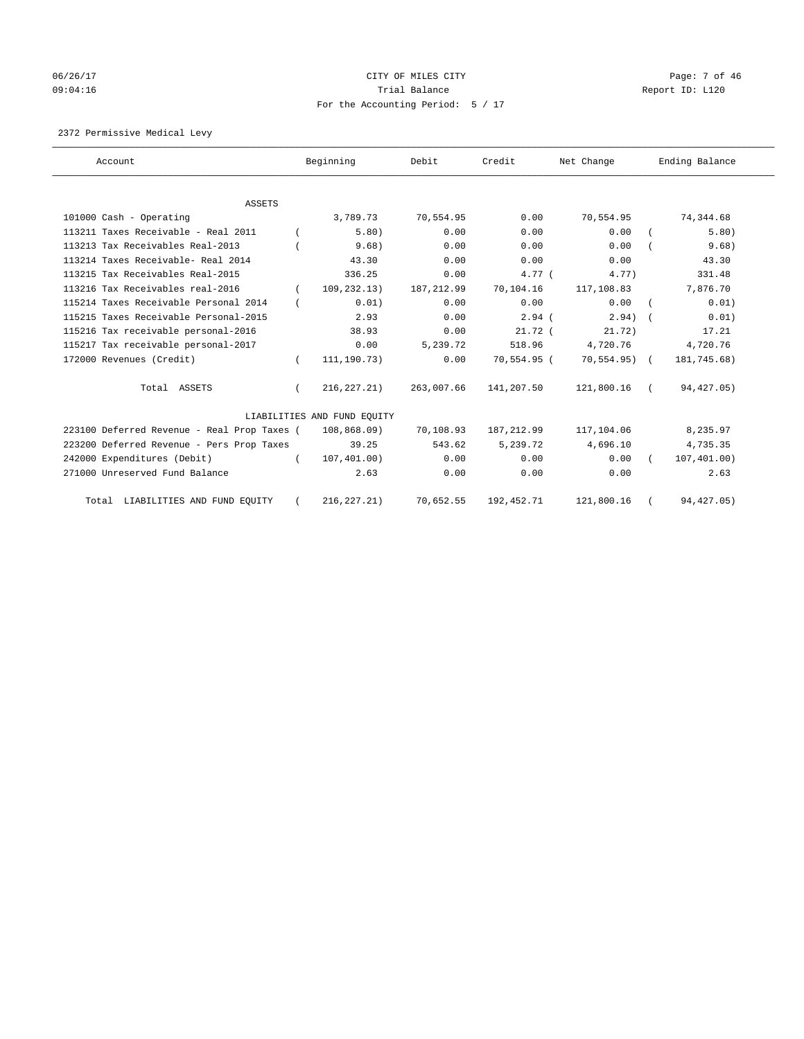CITY OF MILES CITY
Trial Balance
For the Accounting Period: 5 / 17

06/26/17 09:04:16 — Report ID: L120

2372 Permissive Medical Levy

| Account | Beginning | Debit | Credit | Net Change | Ending Balance |
|---|---|---|---|---|---|
| **ASSETS** | | | | | |
| 101000 Cash - Operating | 3,789.73 | 70,554.95 | 0.00 | 70,554.95 | 74,344.68 |
| 113211 Taxes Receivable - Real 2011 | ( 5.80) | 0.00 | 0.00 | 0.00 | ( 5.80) |
| 113213 Tax Receivables Real-2013 | ( 9.68) | 0.00 | 0.00 | 0.00 | ( 9.68) |
| 113214 Taxes Receivable- Real 2014 | 43.30 | 0.00 | 0.00 | 0.00 | 43.30 |
| 113215 Tax Receivables Real-2015 | 336.25 | 0.00 | 4.77 | ( 4.77) | 331.48 |
| 113216 Tax Receivables real-2016 | ( 109,232.13) | 187,212.99 | 70,104.16 | 117,108.83 | 7,876.70 |
| 115214 Taxes Receivable Personal 2014 | ( 0.01) | 0.00 | 0.00 | 0.00 | ( 0.01) |
| 115215 Taxes Receivable Personal-2015 | 2.93 | 0.00 | 2.94 | ( 2.94) | ( 0.01) |
| 115216 Tax receivable personal-2016 | 38.93 | 0.00 | 21.72 | ( 21.72) | 17.21 |
| 115217 Tax receivable personal-2017 | 0.00 | 5,239.72 | 518.96 | 4,720.76 | 4,720.76 |
| 172000 Revenues (Credit) | ( 111,190.73) | 0.00 | 70,554.95 | ( 70,554.95) | ( 181,745.68) |
| Total ASSETS | ( 216,227.21) | 263,007.66 | 141,207.50 | 121,800.16 | ( 94,427.05) |
| **LIABILITIES AND FUND EQUITY** | | | | | |
| 223100 Deferred Revenue - Real Prop Taxes | ( 108,868.09) | 70,108.93 | 187,212.99 | 117,104.06 | 8,235.97 |
| 223200 Deferred Revenue - Pers Prop Taxes | 39.25 | 543.62 | 5,239.72 | 4,696.10 | 4,735.35 |
| 242000 Expenditures (Debit) | ( 107,401.00) | 0.00 | 0.00 | 0.00 | ( 107,401.00) |
| 271000 Unreserved Fund Balance | 2.63 | 0.00 | 0.00 | 0.00 | 2.63 |
| Total LIABILITIES AND FUND EQUITY | ( 216,227.21) | 70,652.55 | 192,452.71 | 121,800.16 | ( 94,427.05) |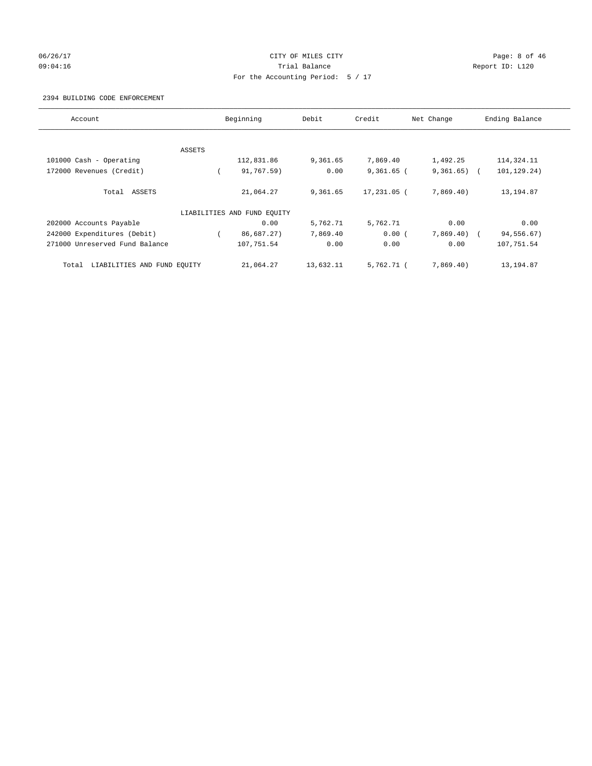CITY OF MILES CITY

Trial Balance

For the Accounting Period: 5 / 17

2394 BUILDING CODE ENFORCEMENT

| Account | Beginning | Debit | Credit | Net Change | Ending Balance |
|---|---|---|---|---|---|
| ASSETS | | | | | |
| 101000 Cash - Operating | 112,831.86 | 9,361.65 | 7,869.40 | 1,492.25 | 114,324.11 |
| 172000 Revenues (Credit) | ( 91,767.59) | 0.00 | 9,361.65 | ( 9,361.65) | ( 101,129.24) |
| Total ASSETS | 21,064.27 | 9,361.65 | 17,231.05 | ( 7,869.40) | 13,194.87 |
| LIABILITIES AND FUND EQUITY | | | | | |
| 202000 Accounts Payable | 0.00 | 5,762.71 | 5,762.71 | 0.00 | 0.00 |
| 242000 Expenditures (Debit) | ( 86,687.27) | 7,869.40 | 0.00 | ( 7,869.40) | ( 94,556.67) |
| 271000 Unreserved Fund Balance | 107,751.54 | 0.00 | 0.00 | 0.00 | 107,751.54 |
| Total LIABILITIES AND FUND EQUITY | 21,064.27 | 13,632.11 | 5,762.71 | ( 7,869.40) | 13,194.87 |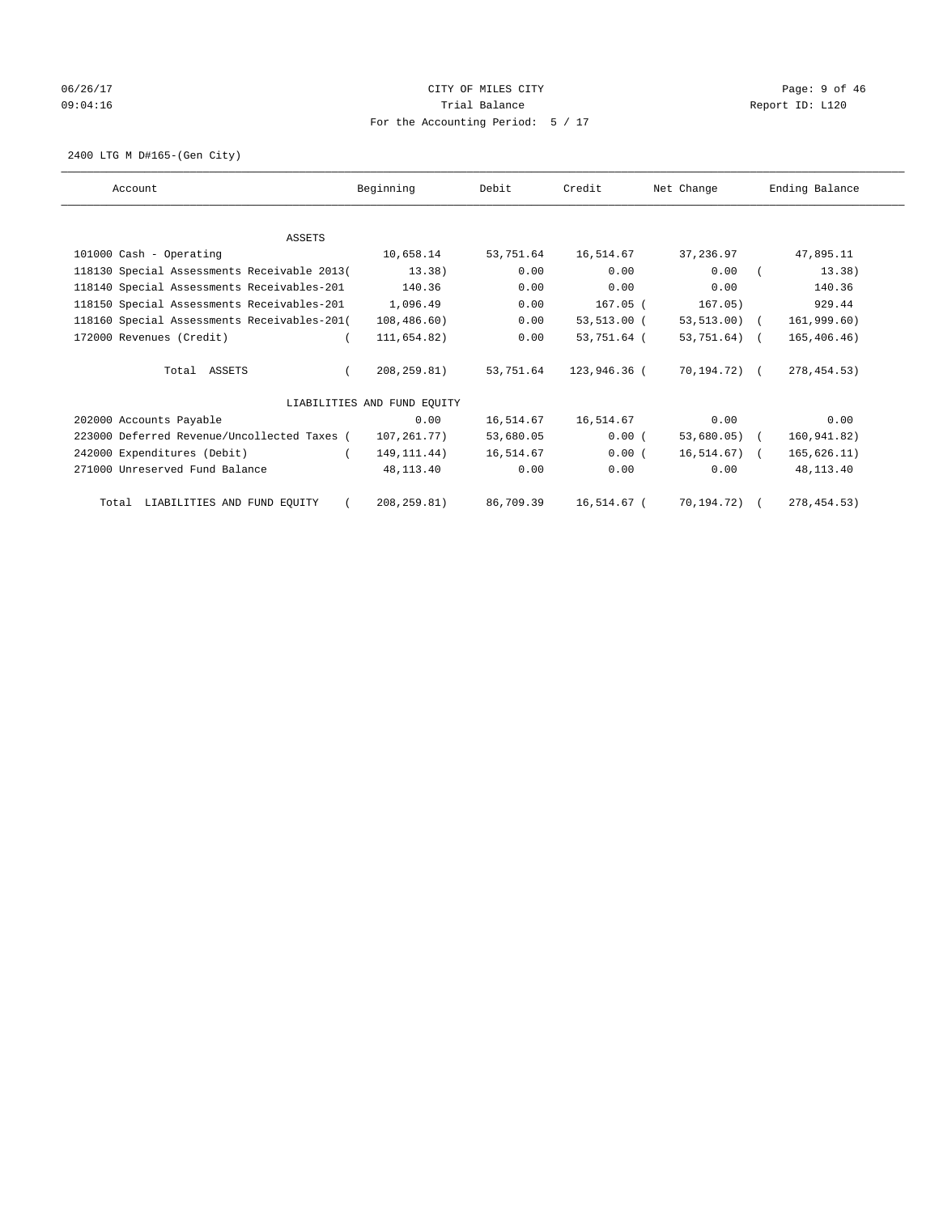CITY OF MILES CITY
Trial Balance
For the Accounting Period: 5 / 17

06/26/17
09:04:16

Report ID: L120

2400 LTG M D#165-(Gen City)

| Account | Beginning | Debit | Credit | Net Change | Ending Balance |
|---|---|---|---|---|---|
| ASSETS | | | | | |
| 101000 Cash - Operating | 10,658.14 | 53,751.64 | 16,514.67 | 37,236.97 | 47,895.11 |
| 118130 Special Assessments Receivable 2013 | (13.38) | 0.00 | 0.00 | 0.00 | (13.38) |
| 118140 Special Assessments Receivables-201 | 140.36 | 0.00 | 0.00 | 0.00 | 140.36 |
| 118150 Special Assessments Receivables-201 | 1,096.49 | 0.00 | 167.05 | (167.05) | 929.44 |
| 118160 Special Assessments Receivables-201 | (108,486.60) | 0.00 | 53,513.00 | (53,513.00) | (161,999.60) |
| 172000 Revenues (Credit) | (111,654.82) | 0.00 | 53,751.64 | (53,751.64) | (165,406.46) |
| Total ASSETS | (208,259.81) | 53,751.64 | 123,946.36 | (70,194.72) | (278,454.53) |
| LIABILITIES AND FUND EQUITY | | | | | |
| 202000 Accounts Payable | 0.00 | 16,514.67 | 16,514.67 | 0.00 | 0.00 |
| 223000 Deferred Revenue/Uncollected Taxes | (107,261.77) | 53,680.05 | 0.00 | (53,680.05) | (160,941.82) |
| 242000 Expenditures (Debit) | (149,111.44) | 16,514.67 | 0.00 | (16,514.67) | (165,626.11) |
| 271000 Unreserved Fund Balance | 48,113.40 | 0.00 | 0.00 | 0.00 | 48,113.40 |
| Total LIABILITIES AND FUND EQUITY | (208,259.81) | 86,709.39 | 16,514.67 | (70,194.72) | (278,454.53) |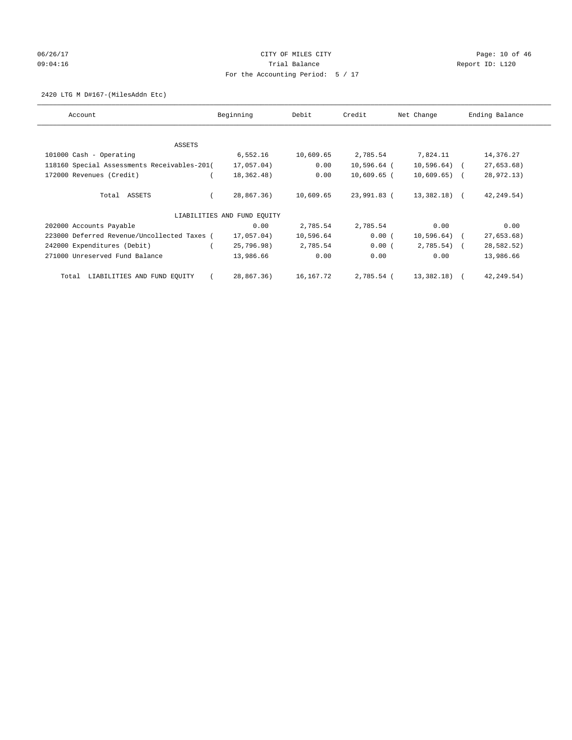CITY OF MILES CITY
Trial Balance
For the Accounting Period: 5 / 17

06/26/17
09:04:16

Report ID: L120

2420 LTG M D#167-(MilesAddn Etc)

| Account | Beginning | Debit | Credit | Net Change | Ending Balance |
|---|---|---|---|---|---|
| ASSETS | | | | | |
| 101000 Cash - Operating | 6,552.16 | 10,609.65 | 2,785.54 | 7,824.11 | 14,376.27 |
| 118160 Special Assessments Receivables-201 | (17,057.04) | 0.00 | 10,596.64 | (10,596.64) | (27,653.68) |
| 172000 Revenues (Credit) | (18,362.48) | 0.00 | 10,609.65 | (10,609.65) | (28,972.13) |
| Total ASSETS | (28,867.36) | 10,609.65 | 23,991.83 | (13,382.18) | (42,249.54) |
| LIABILITIES AND FUND EQUITY | | | | | |
| 202000 Accounts Payable | 0.00 | 2,785.54 | 2,785.54 | 0.00 | 0.00 |
| 223000 Deferred Revenue/Uncollected Taxes | (17,057.04) | 10,596.64 | 0.00 | (10,596.64) | (27,653.68) |
| 242000 Expenditures (Debit) | (25,796.98) | 2,785.54 | 0.00 | (2,785.54) | (28,582.52) |
| 271000 Unreserved Fund Balance | 13,986.66 | 0.00 | 0.00 | 0.00 | 13,986.66 |
| Total LIABILITIES AND FUND EQUITY | (28,867.36) | 16,167.72 | 2,785.54 | (13,382.18) | (42,249.54) |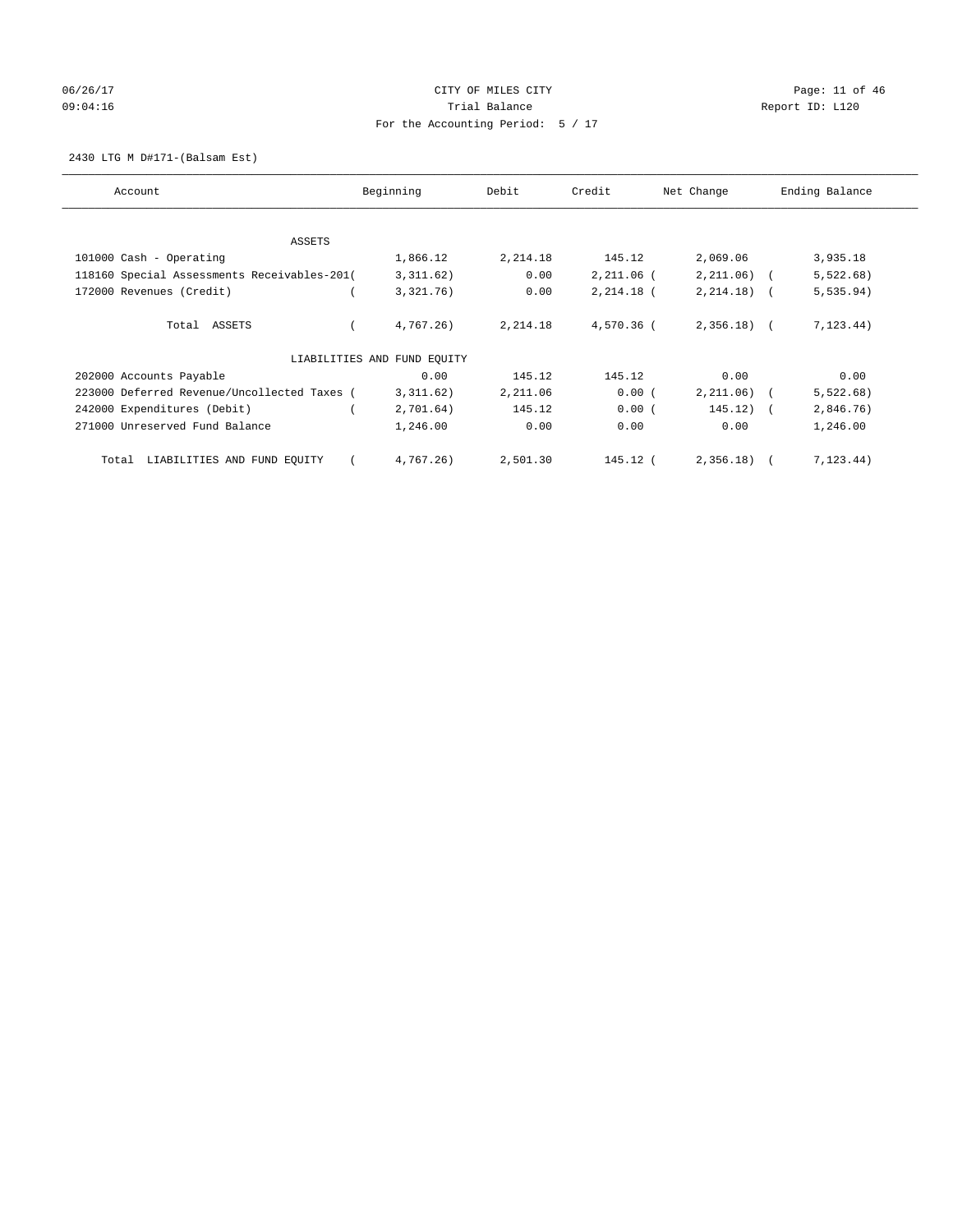CITY OF MILES CITY

Trial Balance

For the Accounting Period: 5 / 17

06/26/17
09:04:16

Report ID: L120

2430 LTG M D#171-(Balsam Est)

| Account | Beginning | Debit | Credit | Net Change | Ending Balance |
|---|---|---|---|---|---|
| ASSETS | | | | | |
| 101000 Cash - Operating | 1,866.12 | 2,214.18 | 145.12 | 2,069.06 | 3,935.18 |
| 118160 Special Assessments Receivables-201 | ( 3,311.62) | 0.00 | 2,211.06 | ( 2,211.06) | ( 5,522.68) |
| 172000 Revenues (Credit) | ( 3,321.76) | 0.00 | 2,214.18 | ( 2,214.18) | ( 5,535.94) |
| Total ASSETS | ( 4,767.26) | 2,214.18 | 4,570.36 | ( 2,356.18) | ( 7,123.44) |
| LIABILITIES AND FUND EQUITY | | | | | |
| 202000 Accounts Payable | 0.00 | 145.12 | 145.12 | 0.00 | 0.00 |
| 223000 Deferred Revenue/Uncollected Taxes | ( 3,311.62) | 2,211.06 | 0.00 | ( 2,211.06) | ( 5,522.68) |
| 242000 Expenditures (Debit) | ( 2,701.64) | 145.12 | 0.00 | ( 145.12) | ( 2,846.76) |
| 271000 Unreserved Fund Balance | 1,246.00 | 0.00 | 0.00 | 0.00 | 1,246.00 |
| Total LIABILITIES AND FUND EQUITY | ( 4,767.26) | 2,501.30 | 145.12 | ( 2,356.18) | ( 7,123.44) |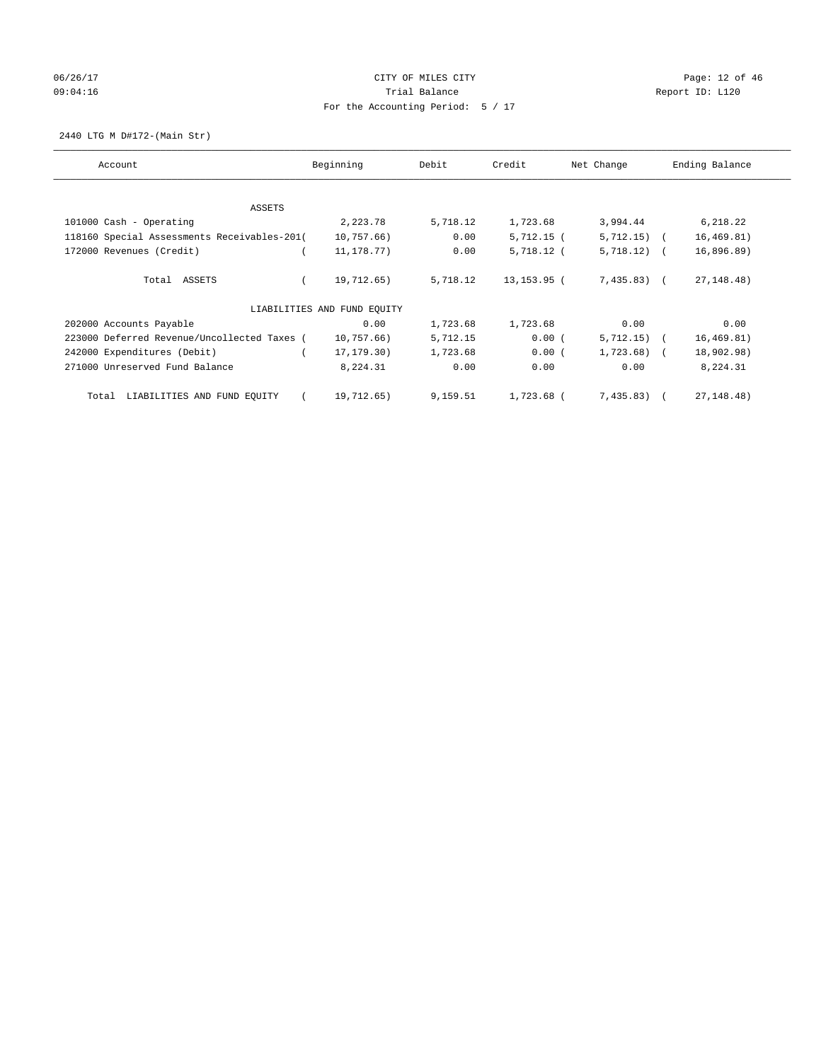CITY OF MILES CITY
Trial Balance
For the Accounting Period: 5 / 17

06/26/17
09:04:16

Report ID: L120

2440 LTG M D#172-(Main Str)

| Account | Beginning | Debit | Credit | Net Change | Ending Balance |
|---|---|---|---|---|---|
| ASSETS | | | | | |
| 101000 Cash - Operating | 2,223.78 | 5,718.12 | 1,723.68 | 3,994.44 | 6,218.22 |
| 118160 Special Assessments Receivables-201 | (10,757.66) | 0.00 | 5,712.15 | (5,712.15) | (16,469.81) |
| 172000 Revenues (Credit) | (11,178.77) | 0.00 | 5,718.12 | (5,718.12) | (16,896.89) |
| Total ASSETS | (19,712.65) | 5,718.12 | 13,153.95 | (7,435.83) | (27,148.48) |
| LIABILITIES AND FUND EQUITY | | | | | |
| 202000 Accounts Payable | 0.00 | 1,723.68 | 1,723.68 | 0.00 | 0.00 |
| 223000 Deferred Revenue/Uncollected Taxes | (10,757.66) | 5,712.15 | 0.00 | (5,712.15) | (16,469.81) |
| 242000 Expenditures (Debit) | (17,179.30) | 1,723.68 | 0.00 | (1,723.68) | (18,902.98) |
| 271000 Unreserved Fund Balance | 8,224.31 | 0.00 | 0.00 | 0.00 | 8,224.31 |
| Total LIABILITIES AND FUND EQUITY | (19,712.65) | 9,159.51 | 1,723.68 | (7,435.83) | (27,148.48) |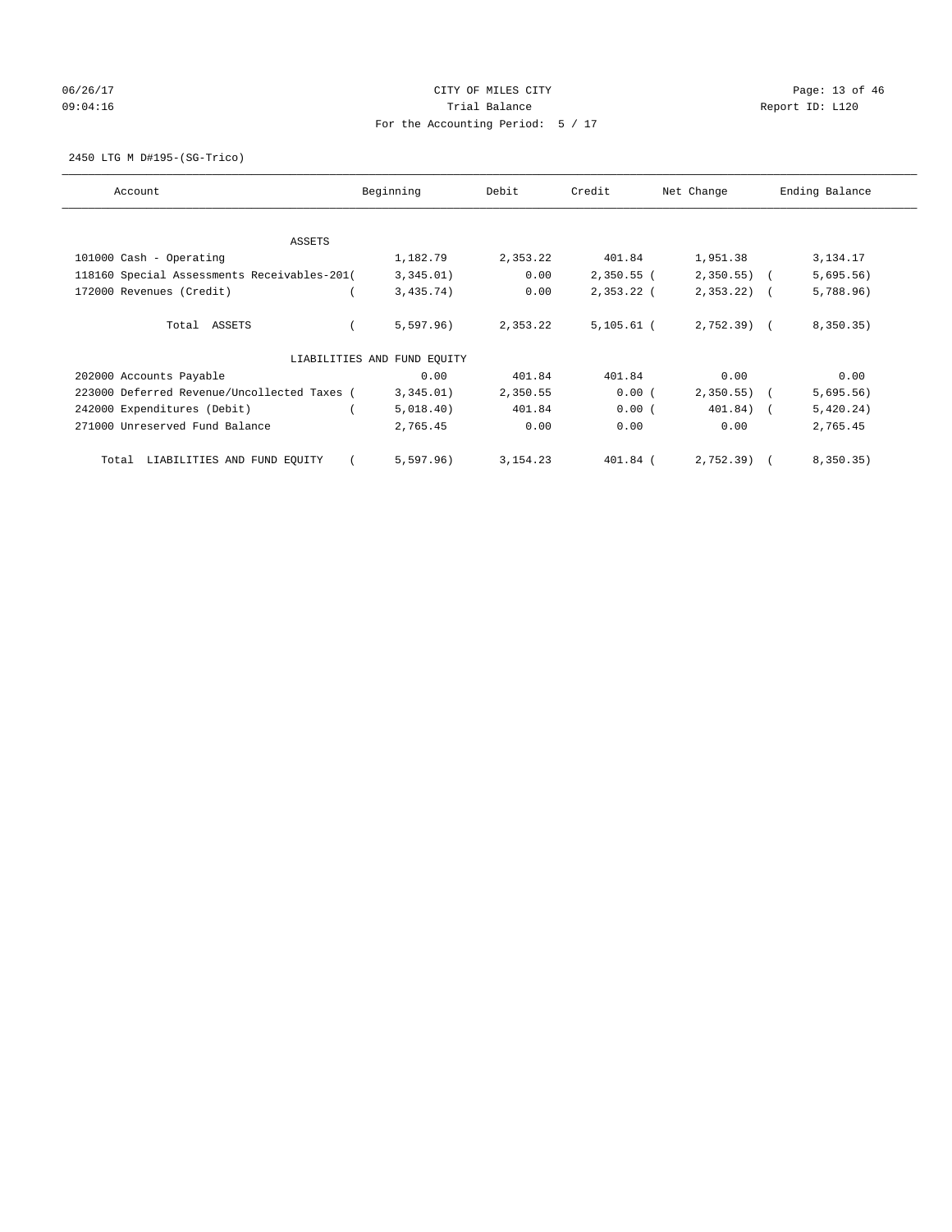CITY OF MILES CITY

Trial Balance

For the Accounting Period: 5 / 17

06/26/17 09:04:16

Report ID: L120

2450 LTG M D#195-(SG-Trico)

| Account | Beginning | Debit | Credit | Net Change | Ending Balance |
|---|---|---|---|---|---|
| ASSETS | | | | | |
| 101000 Cash - Operating | 1,182.79 | 2,353.22 | 401.84 | 1,951.38 | 3,134.17 |
| 118160 Special Assessments Receivables-201 | (3,345.01) | 0.00 | 2,350.55 | (2,350.55) | (5,695.56) |
| 172000 Revenues (Credit) | (3,435.74) | 0.00 | 2,353.22 | (2,353.22) | (5,788.96) |
| Total ASSETS | (5,597.96) | 2,353.22 | 5,105.61 | (2,752.39) | (8,350.35) |
| LIABILITIES AND FUND EQUITY | | | | | |
| 202000 Accounts Payable | 0.00 | 401.84 | 401.84 | 0.00 | 0.00 |
| 223000 Deferred Revenue/Uncollected Taxes | (3,345.01) | 2,350.55 | 0.00 | (2,350.55) | (5,695.56) |
| 242000 Expenditures (Debit) | (5,018.40) | 401.84 | 0.00 | (401.84) | (5,420.24) |
| 271000 Unreserved Fund Balance | 2,765.45 | 0.00 | 0.00 | 0.00 | 2,765.45 |
| Total LIABILITIES AND FUND EQUITY | (5,597.96) | 3,154.23 | 401.84 | (2,752.39) | (8,350.35) |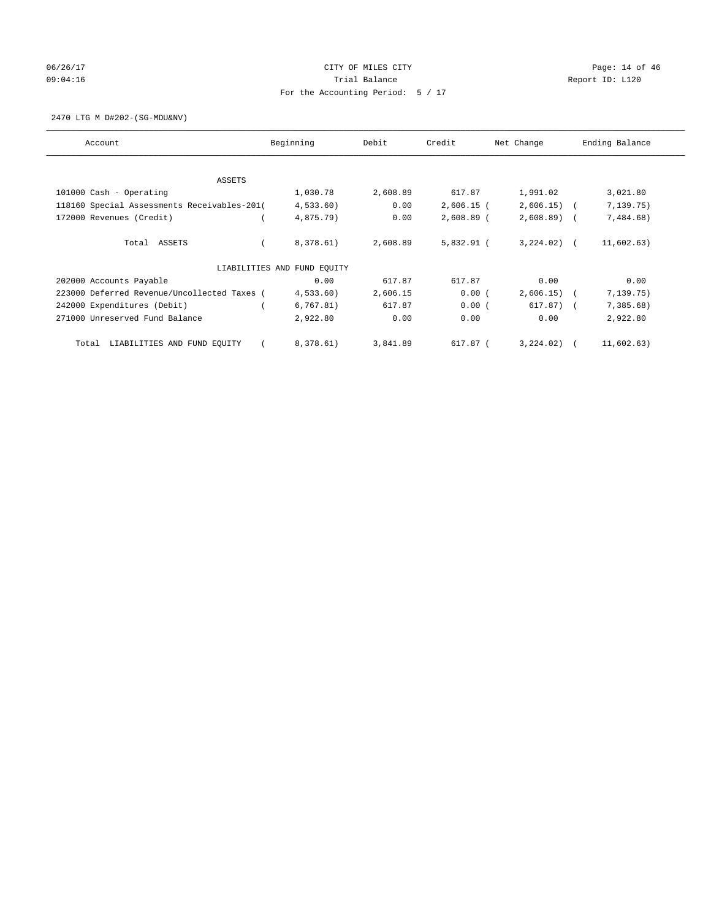CITY OF MILES CITY
Trial Balance
For the Accounting Period: 5 / 17

06/26/17
09:04:16

Report ID: L120

2470 LTG M D#202-(SG-MDU&NV)

| Account | Beginning | Debit | Credit | Net Change | Ending Balance |
|---|---|---|---|---|---|
| ASSETS | | | | | |
| 101000 Cash - Operating | 1,030.78 | 2,608.89 | 617.87 | 1,991.02 | 3,021.80 |
| 118160 Special Assessments Receivables-201 | (4,533.60) | 0.00 | 2,606.15 | (2,606.15) | (7,139.75) |
| 172000 Revenues (Credit) | (4,875.79) | 0.00 | 2,608.89 | (2,608.89) | (7,484.68) |
| Total ASSETS | (8,378.61) | 2,608.89 | 5,832.91 | (3,224.02) | (11,602.63) |
| LIABILITIES AND FUND EQUITY | | | | | |
| 202000 Accounts Payable | 0.00 | 617.87 | 617.87 | 0.00 | 0.00 |
| 223000 Deferred Revenue/Uncollected Taxes | (4,533.60) | 2,606.15 | 0.00 | (2,606.15) | (7,139.75) |
| 242000 Expenditures (Debit) | (6,767.81) | 617.87 | 0.00 | (617.87) | (7,385.68) |
| 271000 Unreserved Fund Balance | 2,922.80 | 0.00 | 0.00 | 0.00 | 2,922.80 |
| Total LIABILITIES AND FUND EQUITY | (8,378.61) | 3,841.89 | 617.87 | (3,224.02) | (11,602.63) |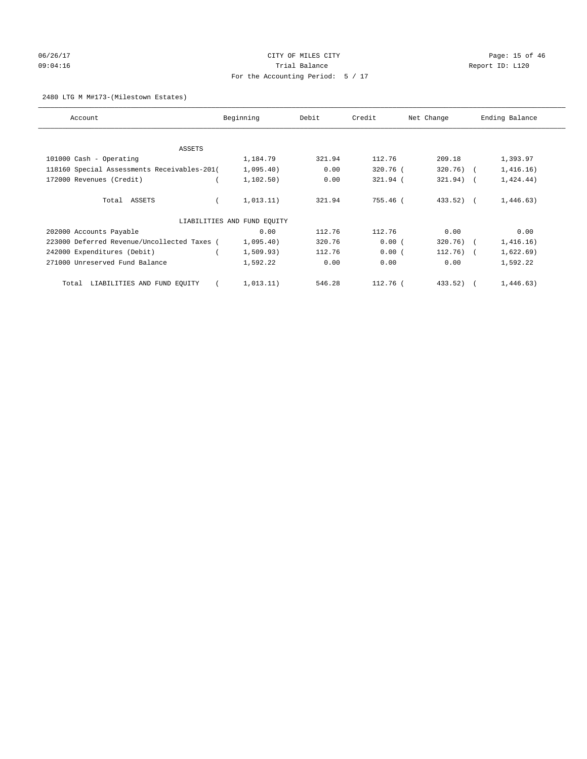CITY OF MILES CITY

Trial Balance

For the Accounting Period: 5 / 17

06/26/17
09:04:16

Report ID: L120

2480 LTG M M#173-(Milestown Estates)

| Account | Beginning | Debit | Credit | Net Change | Ending Balance |
|---|---|---|---|---|---|
| ASSETS | | | | | |
| 101000 Cash - Operating | 1,184.79 | 321.94 | 112.76 | 209.18 | 1,393.97 |
| 118160 Special Assessments Receivables-201 | (1,095.40) | 0.00 | 320.76 | (320.76) | (1,416.16) |
| 172000 Revenues (Credit) | (1,102.50) | 0.00 | 321.94 | (321.94) | (1,424.44) |
| Total ASSETS | (1,013.11) | 321.94 | 755.46 | (433.52) | (1,446.63) |
| LIABILITIES AND FUND EQUITY | | | | | |
| 202000 Accounts Payable | 0.00 | 112.76 | 112.76 | 0.00 | 0.00 |
| 223000 Deferred Revenue/Uncollected Taxes | (1,095.40) | 320.76 | 0.00 | (320.76) | (1,416.16) |
| 242000 Expenditures (Debit) | (1,509.93) | 112.76 | 0.00 | (112.76) | (1,622.69) |
| 271000 Unreserved Fund Balance | 1,592.22 | 0.00 | 0.00 | 0.00 | 1,592.22 |
| Total LIABILITIES AND FUND EQUITY | (1,013.11) | 546.28 | 112.76 | (433.52) | (1,446.63) |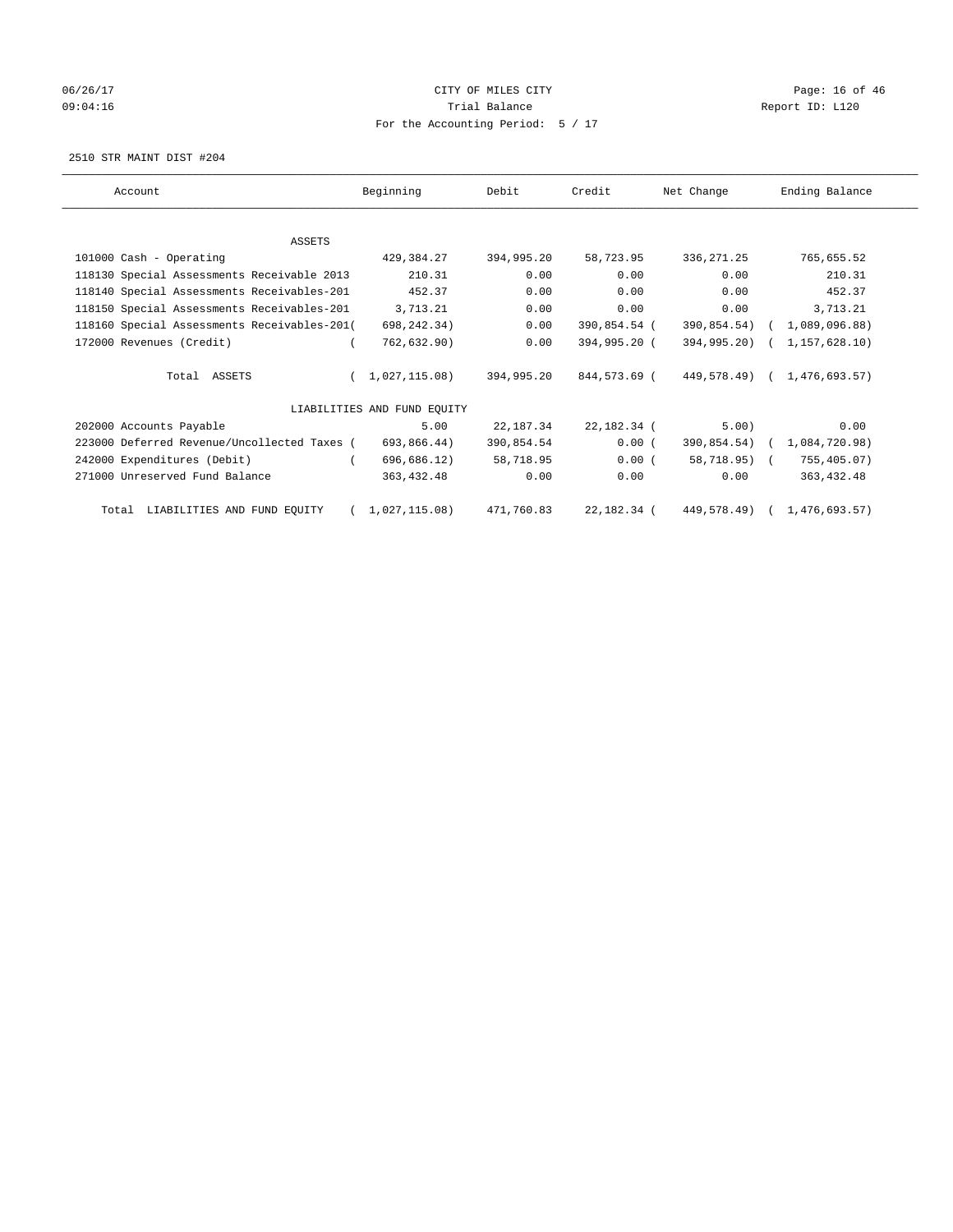CITY OF MILES CITY
Trial Balance
For the Accounting Period: 5 / 17

06/26/17
09:04:16

Report ID: L120

2510 STR MAINT DIST #204

| Account | Beginning | Debit | Credit | Net Change | Ending Balance |
|---|---|---|---|---|---|
| ASSETS | | | | | |
| 101000 Cash - Operating | 429,384.27 | 394,995.20 | 58,723.95 | 336,271.25 | 765,655.52 |
| 118130 Special Assessments Receivable 2013 | 210.31 | 0.00 | 0.00 | 0.00 | 210.31 |
| 118140 Special Assessments Receivables-201 | 452.37 | 0.00 | 0.00 | 0.00 | 452.37 |
| 118150 Special Assessments Receivables-201 | 3,713.21 | 0.00 | 0.00 | 0.00 | 3,713.21 |
| 118160 Special Assessments Receivables-201 | ( 698,242.34) | 0.00 | 390,854.54 | ( 390,854.54) | ( 1,089,096.88) |
| 172000 Revenues (Credit) | ( 762,632.90) | 0.00 | 394,995.20 | ( 394,995.20) | ( 1,157,628.10) |
| Total ASSETS | ( 1,027,115.08) | 394,995.20 | 844,573.69 | ( 449,578.49) | ( 1,476,693.57) |
| LIABILITIES AND FUND EQUITY | | | | | |
| 202000 Accounts Payable | 5.00 | 22,187.34 | 22,182.34 | ( 5.00) | 0.00 |
| 223000 Deferred Revenue/Uncollected Taxes | ( 693,866.44) | 390,854.54 | 0.00 | ( 390,854.54) | ( 1,084,720.98) |
| 242000 Expenditures (Debit) | ( 696,686.12) | 58,718.95 | 0.00 | ( 58,718.95) | ( 755,405.07) |
| 271000 Unreserved Fund Balance | 363,432.48 | 0.00 | 0.00 | 0.00 | 363,432.48 |
| Total LIABILITIES AND FUND EQUITY | ( 1,027,115.08) | 471,760.83 | 22,182.34 | ( 449,578.49) | ( 1,476,693.57) |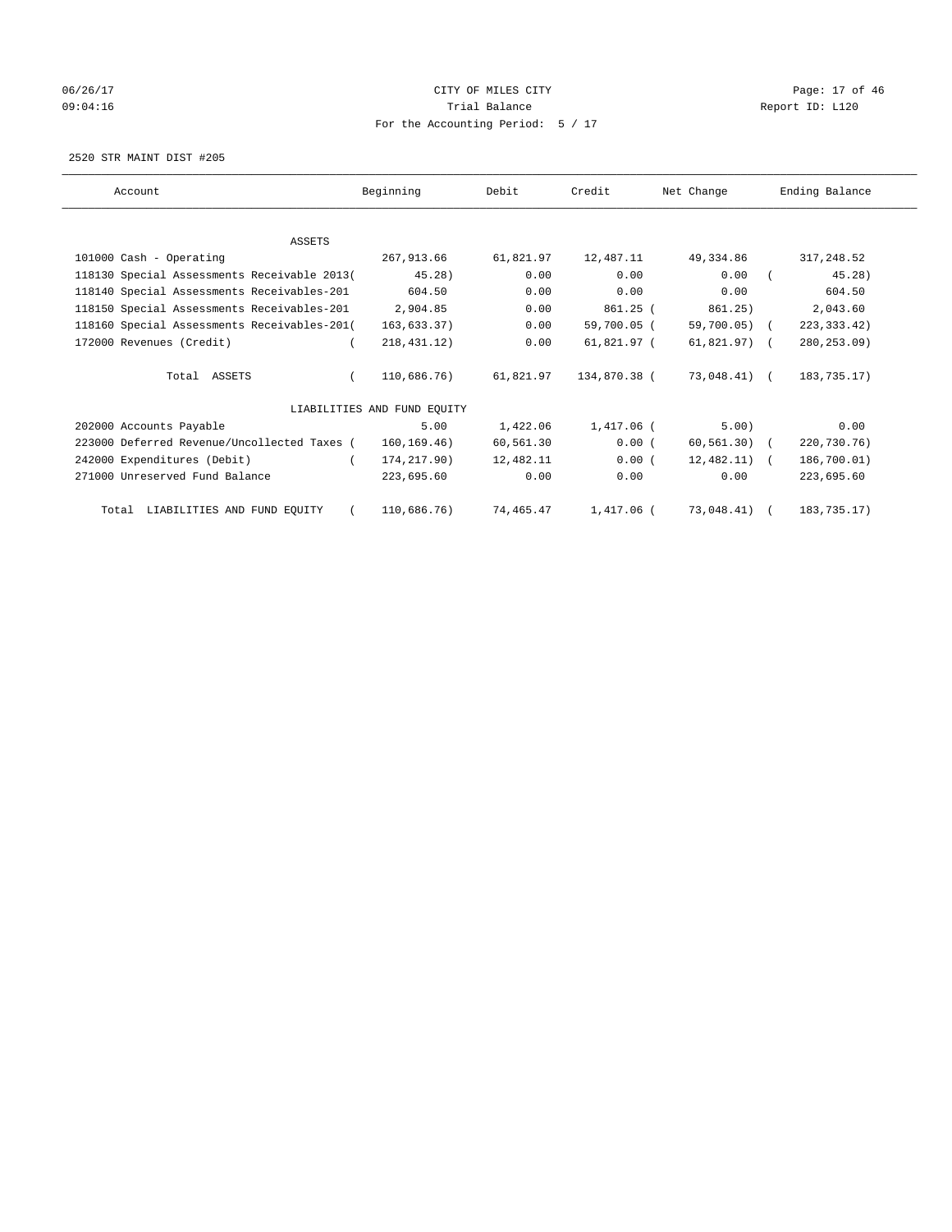CITY OF MILES CITY
Trial Balance
For the Accounting Period: 5 / 17

06/26/17
09:04:16

Report ID: L120

2520 STR MAINT DIST #205

| Account | Beginning | Debit | Credit | Net Change | Ending Balance |
|---|---|---|---|---|---|
| ASSETS | | | | | |
| 101000 Cash - Operating | 267,913.66 | 61,821.97 | 12,487.11 | 49,334.86 | 317,248.52 |
| 118130 Special Assessments Receivable 2013 | ( 45.28) | 0.00 | 0.00 | 0.00 | ( 45.28) |
| 118140 Special Assessments Receivables-201 | 604.50 | 0.00 | 0.00 | 0.00 | 604.50 |
| 118150 Special Assessments Receivables-201 | 2,904.85 | 0.00 | 861.25 | ( 861.25) | 2,043.60 |
| 118160 Special Assessments Receivables-201 | ( 163,633.37) | 0.00 | 59,700.05 | ( 59,700.05) | ( 223,333.42) |
| 172000 Revenues (Credit) | ( 218,431.12) | 0.00 | 61,821.97 | ( 61,821.97) | ( 280,253.09) |
| Total ASSETS | ( 110,686.76) | 61,821.97 | 134,870.38 | ( 73,048.41) | ( 183,735.17) |
| LIABILITIES AND FUND EQUITY | | | | | |
| 202000 Accounts Payable | 5.00 | 1,422.06 | 1,417.06 | ( 5.00) | 0.00 |
| 223000 Deferred Revenue/Uncollected Taxes | ( 160,169.46) | 60,561.30 | 0.00 | ( 60,561.30) | ( 220,730.76) |
| 242000 Expenditures (Debit) | ( 174,217.90) | 12,482.11 | 0.00 | ( 12,482.11) | ( 186,700.01) |
| 271000 Unreserved Fund Balance | 223,695.60 | 0.00 | 0.00 | 0.00 | 223,695.60 |
| Total LIABILITIES AND FUND EQUITY | ( 110,686.76) | 74,465.47 | 1,417.06 | ( 73,048.41) | ( 183,735.17) |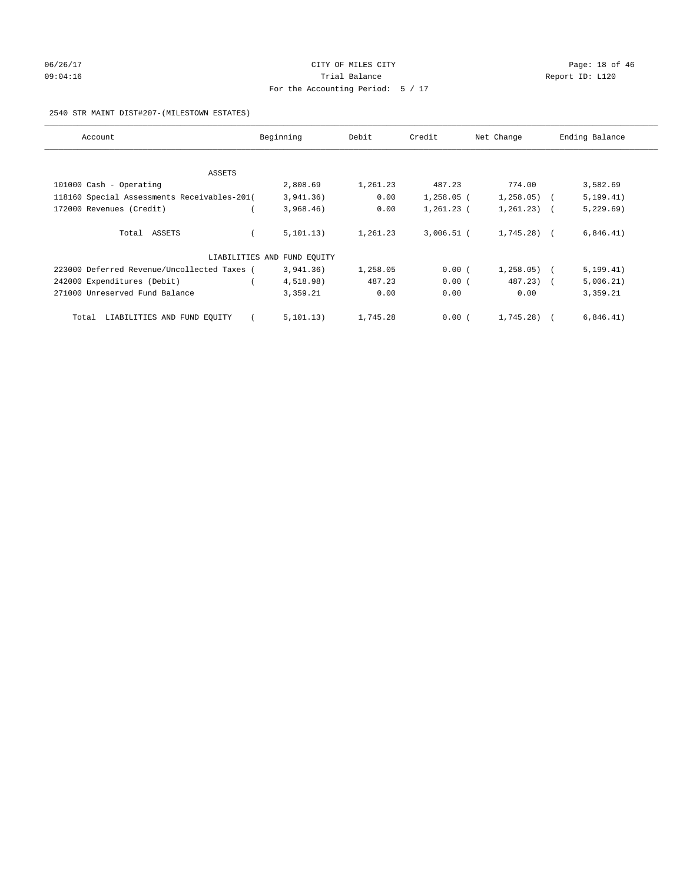CITY OF MILES CITY
Trial Balance
For the Accounting Period: 5 / 17

06/26/17 09:04:16 Report ID: L120

2540 STR MAINT DIST#207-(MILESTOWN ESTATES)

| Account | Beginning | Debit | Credit | Net Change | Ending Balance |
|---|---|---|---|---|---|
| ASSETS | | | | | |
| 101000 Cash - Operating | 2,808.69 | 1,261.23 | 487.23 | 774.00 | 3,582.69 |
| 118160 Special Assessments Receivables-201 | (3,941.36) | 0.00 | 1,258.05 | (1,258.05) | (5,199.41) |
| 172000 Revenues (Credit) | (3,968.46) | 0.00 | 1,261.23 | (1,261.23) | (5,229.69) |
| Total ASSETS | (5,101.13) | 1,261.23 | 3,006.51 | (1,745.28) | (6,846.41) |
| LIABILITIES AND FUND EQUITY | | | | | |
| 223000 Deferred Revenue/Uncollected Taxes | (3,941.36) | 1,258.05 | 0.00 | (1,258.05) | (5,199.41) |
| 242000 Expenditures (Debit) | (4,518.98) | 487.23 | 0.00 | (487.23) | (5,006.21) |
| 271000 Unreserved Fund Balance | 3,359.21 | 0.00 | 0.00 | 0.00 | 3,359.21 |
| Total LIABILITIES AND FUND EQUITY | (5,101.13) | 1,745.28 | 0.00 | (1,745.28) | (6,846.41) |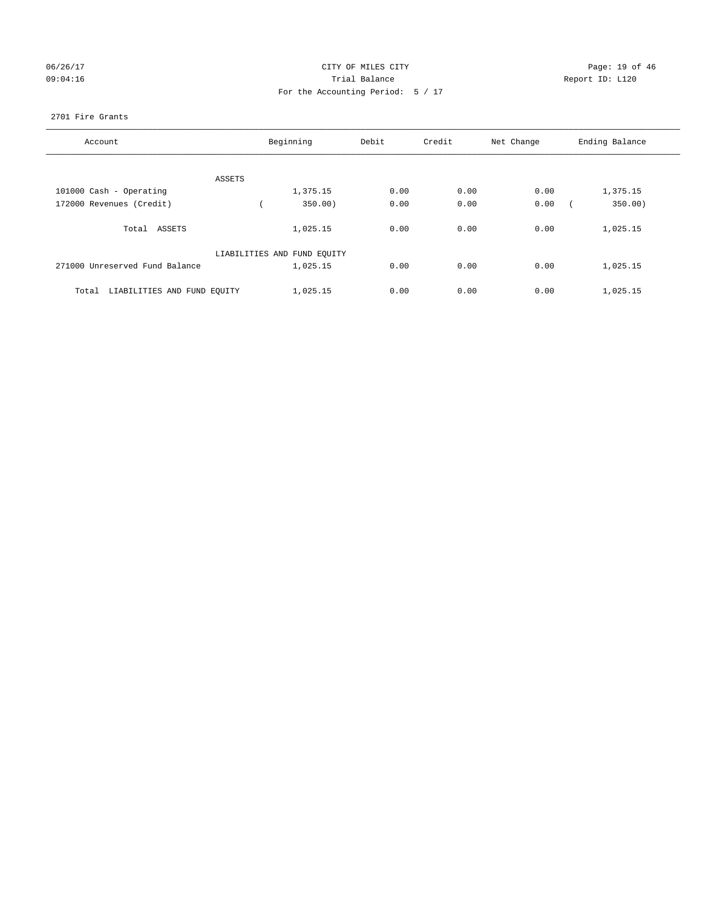CITY OF MILES CITY

Trial Balance

For the Accounting Period: 5 / 17

06/26/17 09:04:16 Report ID: L120

2701 Fire Grants

| Account | Beginning | Debit | Credit | Net Change | Ending Balance |
|---|---|---|---|---|---|
| ASSETS | | | | | |
| 101000 Cash - Operating | 1,375.15 | 0.00 | 0.00 | 0.00 | 1,375.15 |
| 172000 Revenues (Credit) | ( 350.00) | 0.00 | 0.00 | 0.00 | ( 350.00) |
| Total ASSETS | 1,025.15 | 0.00 | 0.00 | 0.00 | 1,025.15 |
| LIABILITIES AND FUND EQUITY | | | | | |
| 271000 Unreserved Fund Balance | 1,025.15 | 0.00 | 0.00 | 0.00 | 1,025.15 |
| Total LIABILITIES AND FUND EQUITY | 1,025.15 | 0.00 | 0.00 | 0.00 | 1,025.15 |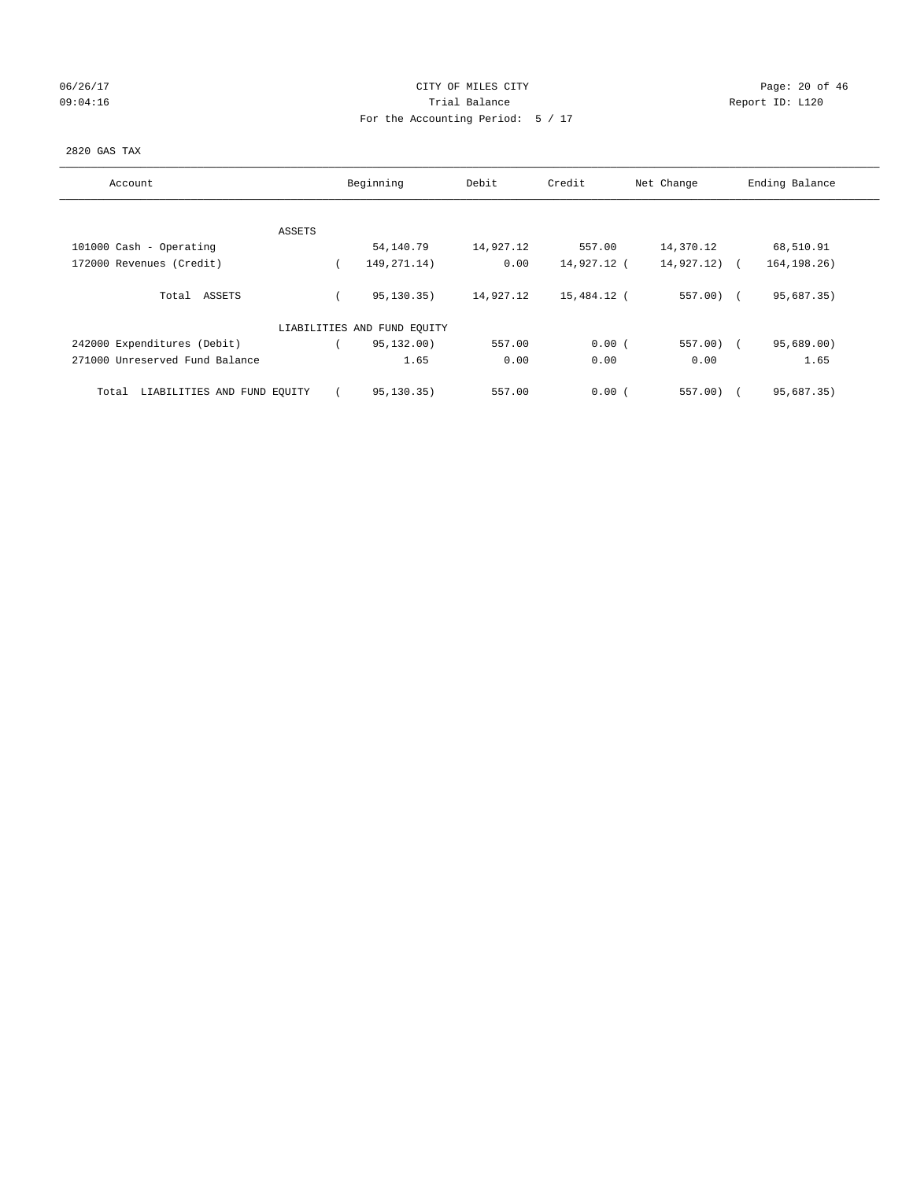CITY OF MILES CITY
Trial Balance
For the Accounting Period: 5 / 17

06/26/17
09:04:16

Report ID: L120

2820 GAS TAX

| Account | Beginning | Debit | Credit | Net Change | Ending Balance |
|---|---|---|---|---|---|
| ASSETS | | | | | |
| 101000 Cash - Operating | 54,140.79 | 14,927.12 | 557.00 | 14,370.12 | 68,510.91 |
| 172000 Revenues (Credit) | ( 149,271.14) | 0.00 | 14,927.12 | ( 14,927.12) | ( 164,198.26) |
| Total ASSETS | ( 95,130.35) | 14,927.12 | 15,484.12 | ( 557.00) | ( 95,687.35) |
| LIABILITIES AND FUND EQUITY | | | | | |
| 242000 Expenditures (Debit) | ( 95,132.00) | 557.00 | 0.00 | ( 557.00) | ( 95,689.00) |
| 271000 Unreserved Fund Balance | 1.65 | 0.00 | 0.00 | 0.00 | 1.65 |
| Total LIABILITIES AND FUND EQUITY | ( 95,130.35) | 557.00 | 0.00 | ( 557.00) | ( 95,687.35) |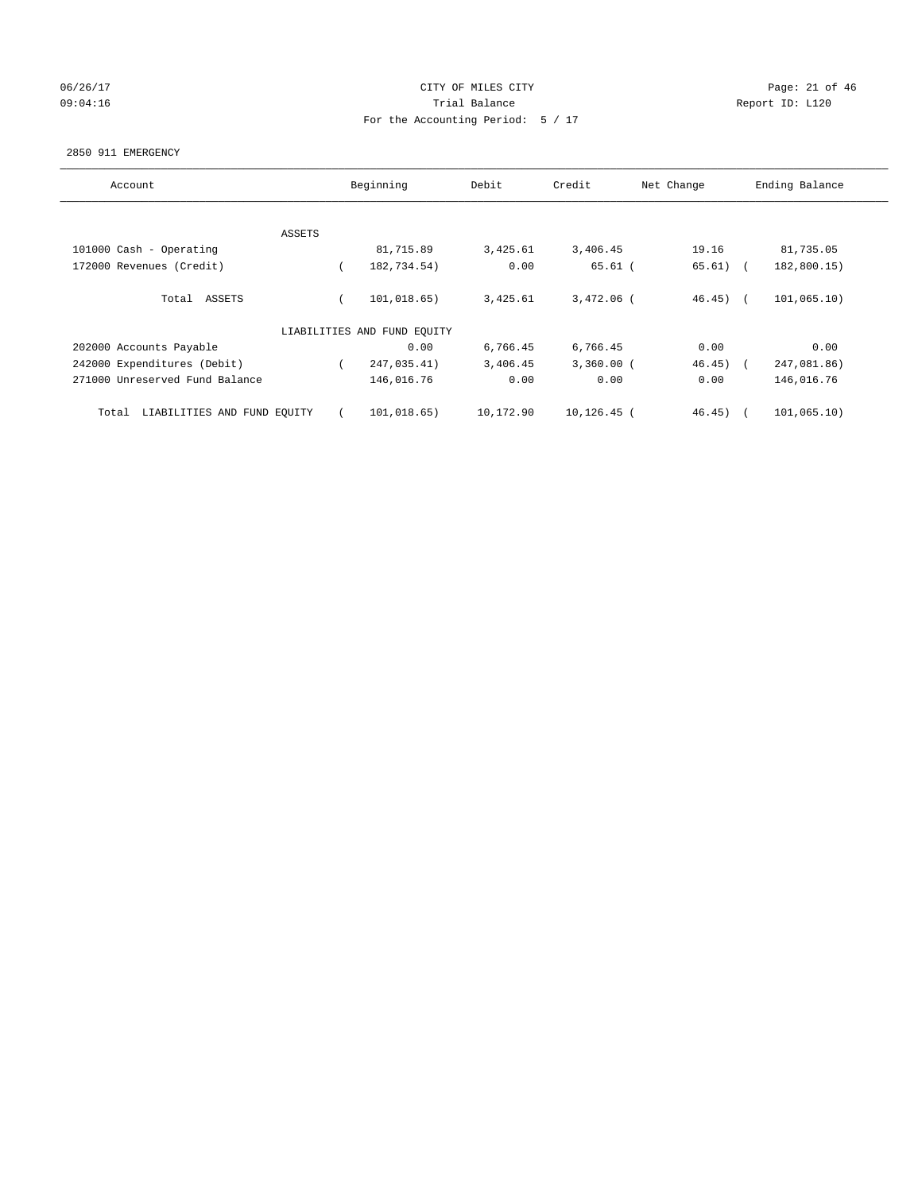# CITY OF MILES CITY

Trial Balance

For the Accounting Period: 5 / 17

06/26/17 09:04:16 Report ID: L120

2850 911 EMERGENCY

| Account | Beginning | Debit | Credit | Net Change | Ending Balance |
|---|---|---|---|---|---|
| ASSETS | | | | | |
| 101000 Cash - Operating | 81,715.89 | 3,425.61 | 3,406.45 | 19.16 | 81,735.05 |
| 172000 Revenues (Credit) | ( 182,734.54) | 0.00 | 65.61 | ( 65.61) | ( 182,800.15) |
| Total ASSETS | ( 101,018.65) | 3,425.61 | 3,472.06 | ( 46.45) | ( 101,065.10) |
| LIABILITIES AND FUND EQUITY | | | | | |
| 202000 Accounts Payable | 0.00 | 6,766.45 | 6,766.45 | 0.00 | 0.00 |
| 242000 Expenditures (Debit) | ( 247,035.41) | 3,406.45 | 3,360.00 | ( 46.45) | ( 247,081.86) |
| 271000 Unreserved Fund Balance | 146,016.76 | 0.00 | 0.00 | 0.00 | 146,016.76 |
| Total LIABILITIES AND FUND EQUITY | ( 101,018.65) | 10,172.90 | 10,126.45 | ( 46.45) | ( 101,065.10) |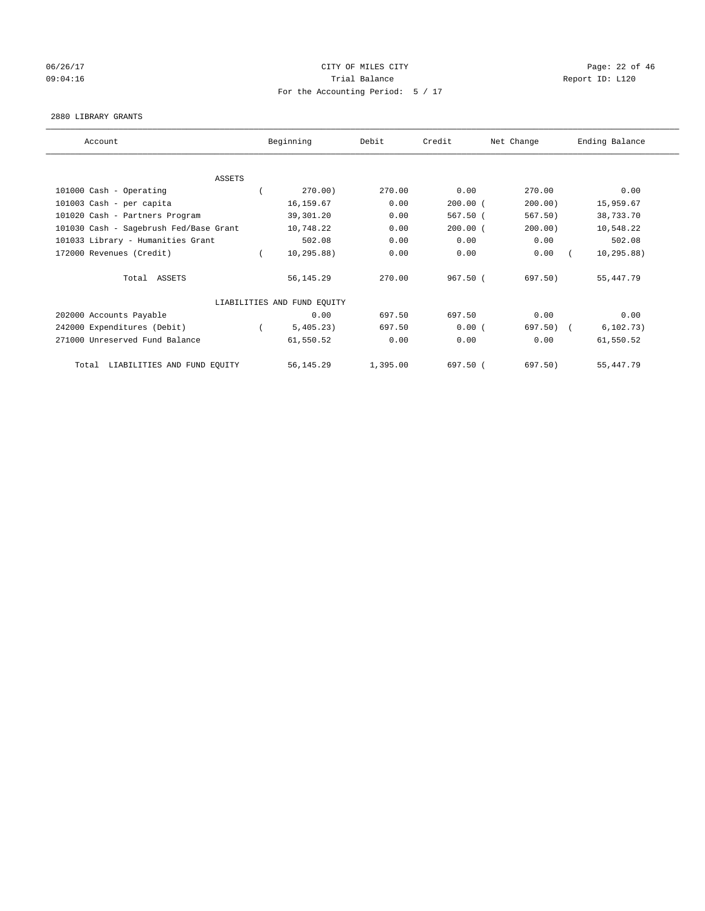CITY OF MILES CITY
Trial Balance
For the Accounting Period: 5 / 17

06/26/17
09:04:16

Report ID: L120

2880 LIBRARY GRANTS

| Account | Beginning | Debit | Credit | Net Change | Ending Balance |
|---|---|---|---|---|---|
| ASSETS | | | | | |
| 101000 Cash - Operating | ( 270.00) | 270.00 | 0.00 | 270.00 | 0.00 |
| 101003 Cash - per capita | 16,159.67 | 0.00 | 200.00 | ( 200.00) | 15,959.67 |
| 101020 Cash - Partners Program | 39,301.20 | 0.00 | 567.50 | ( 567.50) | 38,733.70 |
| 101030 Cash - Sagebrush Fed/Base Grant | 10,748.22 | 0.00 | 200.00 | ( 200.00) | 10,548.22 |
| 101033 Library - Humanities Grant | 502.08 | 0.00 | 0.00 | 0.00 | 502.08 |
| 172000 Revenues (Credit) | ( 10,295.88) | 0.00 | 0.00 | 0.00 | ( 10,295.88) |
| Total ASSETS | 56,145.29 | 270.00 | 967.50 | ( 697.50) | 55,447.79 |
| LIABILITIES AND FUND EQUITY | | | | | |
| 202000 Accounts Payable | 0.00 | 697.50 | 697.50 | 0.00 | 0.00 |
| 242000 Expenditures (Debit) | ( 5,405.23) | 697.50 | 0.00 | ( 697.50) | ( 6,102.73) |
| 271000 Unreserved Fund Balance | 61,550.52 | 0.00 | 0.00 | 0.00 | 61,550.52 |
| Total LIABILITIES AND FUND EQUITY | 56,145.29 | 1,395.00 | 697.50 | ( 697.50) | 55,447.79 |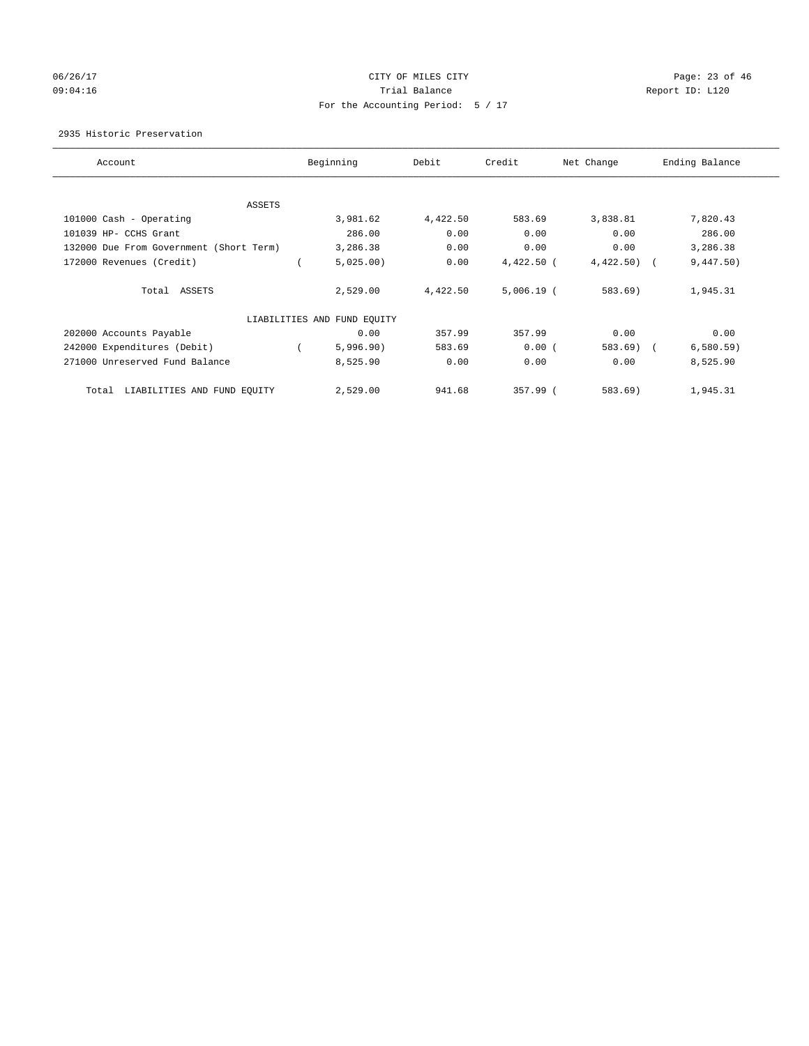CITY OF MILES CITY

Trial Balance

For the Accounting Period: 5 / 17

2935 Historic Preservation

| Account | Beginning | Debit | Credit | Net Change | Ending Balance |
|---|---|---|---|---|---|
| ASSETS | | | | | |
| 101000 Cash - Operating | 3,981.62 | 4,422.50 | 583.69 | 3,838.81 | 7,820.43 |
| 101039 HP- CCHS Grant | 286.00 | 0.00 | 0.00 | 0.00 | 286.00 |
| 132000 Due From Government (Short Term) | 3,286.38 | 0.00 | 0.00 | 0.00 | 3,286.38 |
| 172000 Revenues (Credit) | ( 5,025.00) | 0.00 | 4,422.50 | ( 4,422.50) | ( 9,447.50) |
| Total ASSETS | 2,529.00 | 4,422.50 | 5,006.19 | ( 583.69) | 1,945.31 |
| LIABILITIES AND FUND EQUITY | | | | | |
| 202000 Accounts Payable | 0.00 | 357.99 | 357.99 | 0.00 | 0.00 |
| 242000 Expenditures (Debit) | ( 5,996.90) | 583.69 | 0.00 | ( 583.69) | ( 6,580.59) |
| 271000 Unreserved Fund Balance | 8,525.90 | 0.00 | 0.00 | 0.00 | 8,525.90 |
| Total LIABILITIES AND FUND EQUITY | 2,529.00 | 941.68 | 357.99 | ( 583.69) | 1,945.31 |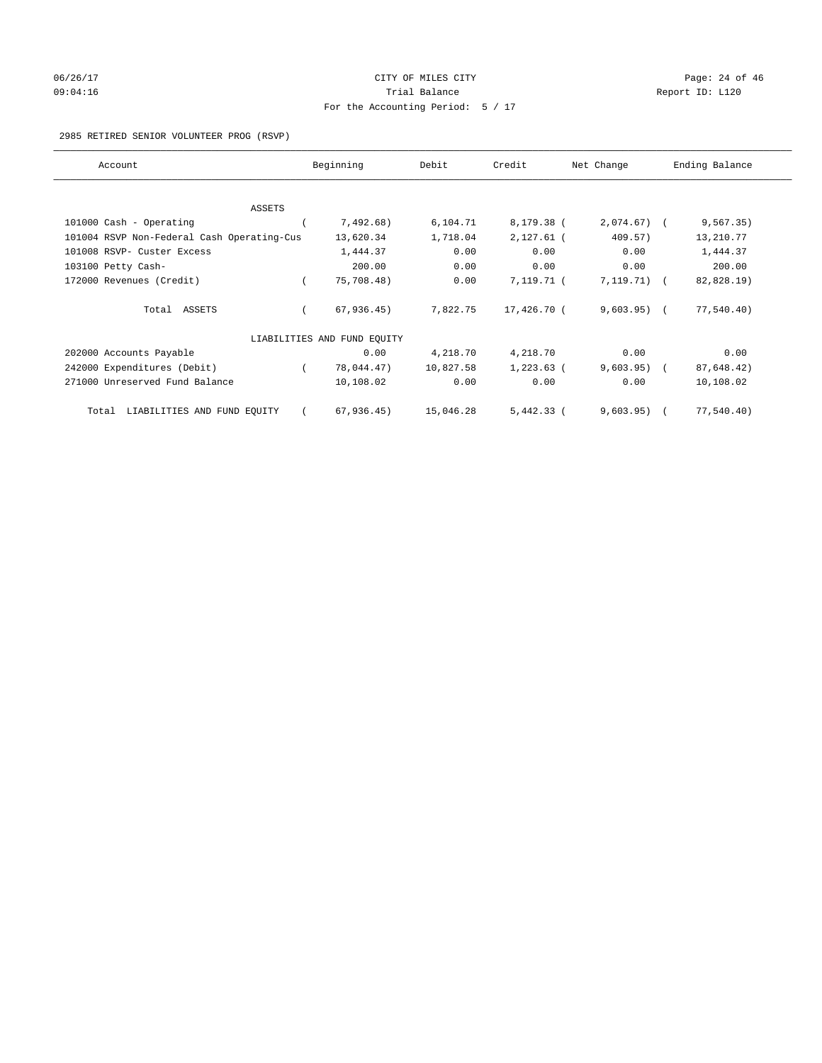CITY OF MILES CITY
Trial Balance
For the Accounting Period: 5 / 17

06/26/17 09:04:16 — Report ID: L120

2985 RETIRED SENIOR VOLUNTEER PROG (RSVP)

| Account | Beginning | Debit | Credit | Net Change | Ending Balance |
|---|---|---|---|---|---|
| ASSETS | | | | | |
| 101000 Cash - Operating | ( 7,492.68) | 6,104.71 | 8,179.38 | ( 2,074.67) | ( 9,567.35) |
| 101004 RSVP Non-Federal Cash Operating-Cus | 13,620.34 | 1,718.04 | 2,127.61 | ( 409.57) | 13,210.77 |
| 101008 RSVP- Custer Excess | 1,444.37 | 0.00 | 0.00 | 0.00 | 1,444.37 |
| 103100 Petty Cash- | 200.00 | 0.00 | 0.00 | 0.00 | 200.00 |
| 172000 Revenues (Credit) | ( 75,708.48) | 0.00 | 7,119.71 | ( 7,119.71) | ( 82,828.19) |
| Total ASSETS | ( 67,936.45) | 7,822.75 | 17,426.70 | ( 9,603.95) | ( 77,540.40) |
| LIABILITIES AND FUND EQUITY | | | | | |
| 202000 Accounts Payable | 0.00 | 4,218.70 | 4,218.70 | 0.00 | 0.00 |
| 242000 Expenditures (Debit) | ( 78,044.47) | 10,827.58 | 1,223.63 | ( 9,603.95) | ( 87,648.42) |
| 271000 Unreserved Fund Balance | 10,108.02 | 0.00 | 0.00 | 0.00 | 10,108.02 |
| Total LIABILITIES AND FUND EQUITY | ( 67,936.45) | 15,046.28 | 5,442.33 | ( 9,603.95) | ( 77,540.40) |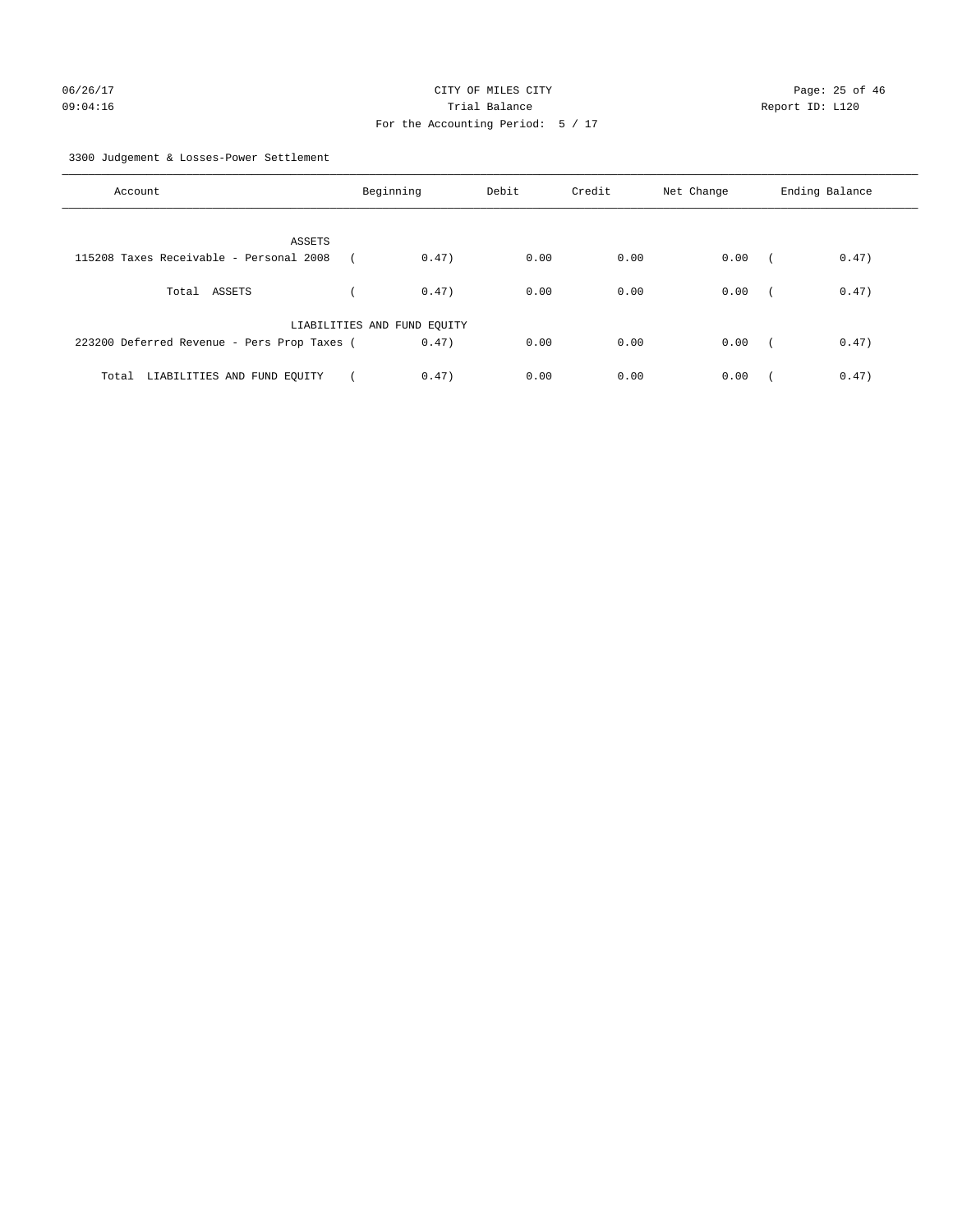CITY OF MILES CITY

Trial Balance

For the Accounting Period: 5 / 17

06/26/17 09:04:16 — Report ID: L120

3300 Judgement & Losses-Power Settlement

| Account | Beginning | Debit | Credit | Net Change | Ending Balance |
|---|---|---|---|---|---|
| ASSETS | | | | | |
| 115208 Taxes Receivable - Personal 2008 | ( 0.47) | 0.00 | 0.00 | 0.00 | ( 0.47) |
| Total ASSETS | ( 0.47) | 0.00 | 0.00 | 0.00 | ( 0.47) |
| LIABILITIES AND FUND EQUITY | | | | | |
| 223200 Deferred Revenue - Pers Prop Taxes | ( 0.47) | 0.00 | 0.00 | 0.00 | ( 0.47) |
| Total LIABILITIES AND FUND EQUITY | ( 0.47) | 0.00 | 0.00 | 0.00 | ( 0.47) |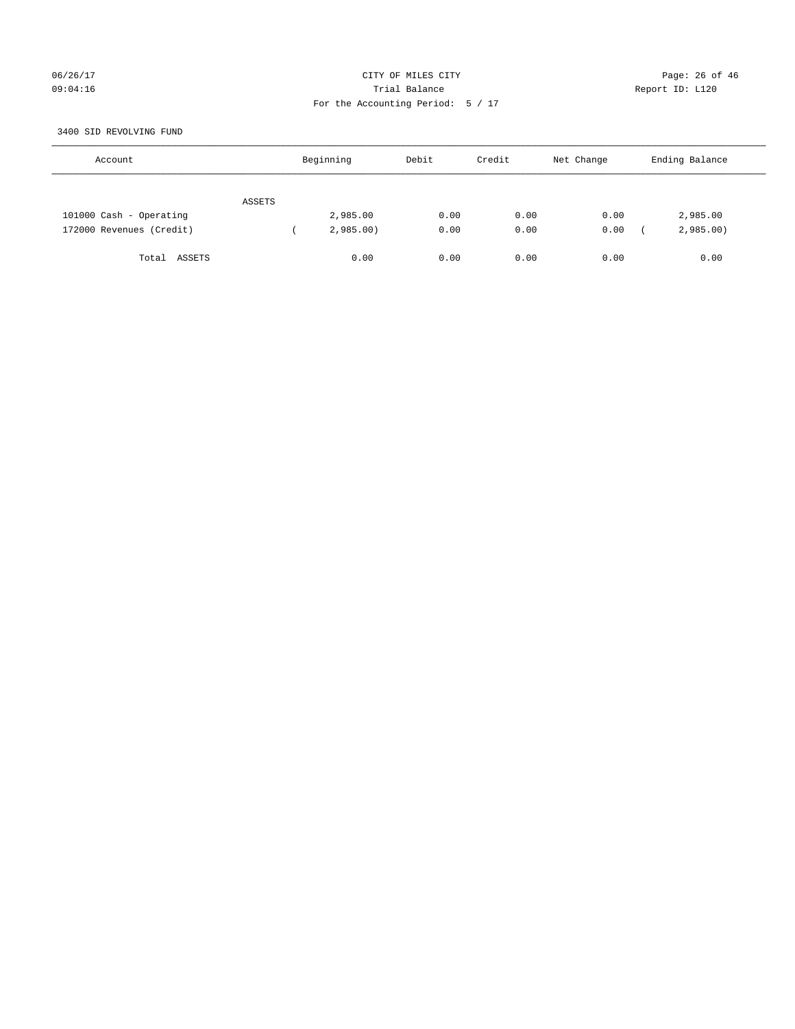CITY OF MILES CITY
Trial Balance
For the Accounting Period: 5 / 17

06/26/17
09:04:16

Report ID: L120

3400 SID REVOLVING FUND

| Account | Beginning | Debit | Credit | Net Change | Ending Balance |
|---|---|---|---|---|---|
| ASSETS | | | | | |
| 101000 Cash - Operating | 2,985.00 | 0.00 | 0.00 | 0.00 | 2,985.00 |
| 172000 Revenues (Credit) | ( 2,985.00) | 0.00 | 0.00 | 0.00 | ( 2,985.00) |
| Total ASSETS | 0.00 | 0.00 | 0.00 | 0.00 | 0.00 |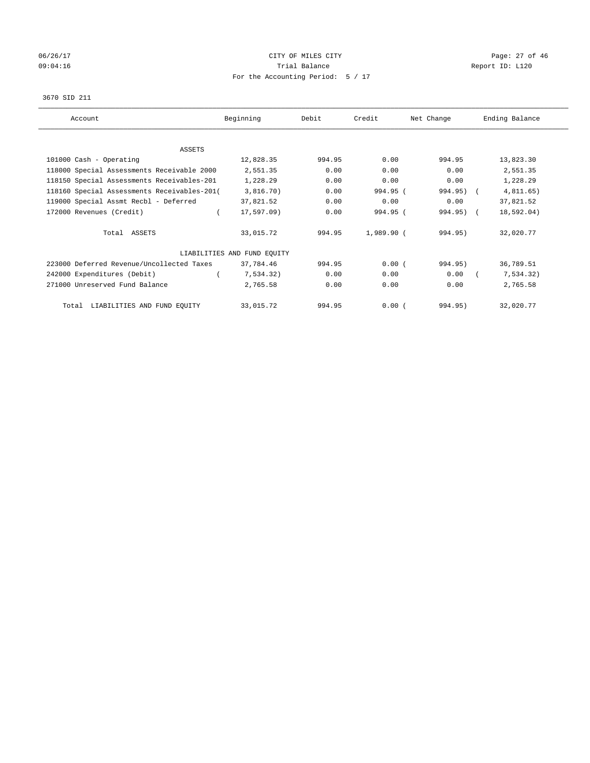CITY OF MILES CITY
Trial Balance
For the Accounting Period: 5 / 17

06/26/17
09:04:16

Report ID: L120

3670 SID 211

| Account | Beginning | Debit | Credit | Net Change | Ending Balance |
|---|---|---|---|---|---|
| ASSETS | | | | | |
| 101000 Cash - Operating | 12,828.35 | 994.95 | 0.00 | 994.95 | 13,823.30 |
| 118000 Special Assessments Receivable 2000 | 2,551.35 | 0.00 | 0.00 | 0.00 | 2,551.35 |
| 118150 Special Assessments Receivables-201 | 1,228.29 | 0.00 | 0.00 | 0.00 | 1,228.29 |
| 118160 Special Assessments Receivables-201( | 3,816.70) | 0.00 | 994.95 | ( 994.95) | ( 4,811.65) |
| 119000 Special Assmt Recbl - Deferred | 37,821.52 | 0.00 | 0.00 | 0.00 | 37,821.52 |
| 172000 Revenues (Credit) | ( 17,597.09) | 0.00 | 994.95 | ( 994.95) | ( 18,592.04) |
| Total ASSETS | 33,015.72 | 994.95 | 1,989.90 | ( 994.95) | 32,020.77 |
| LIABILITIES AND FUND EQUITY | | | | | |
| 223000 Deferred Revenue/Uncollected Taxes | 37,784.46 | 994.95 | 0.00 | ( 994.95) | 36,789.51 |
| 242000 Expenditures (Debit) | ( 7,534.32) | 0.00 | 0.00 | 0.00 | ( 7,534.32) |
| 271000 Unreserved Fund Balance | 2,765.58 | 0.00 | 0.00 | 0.00 | 2,765.58 |
| Total LIABILITIES AND FUND EQUITY | 33,015.72 | 994.95 | 0.00 | ( 994.95) | 32,020.77 |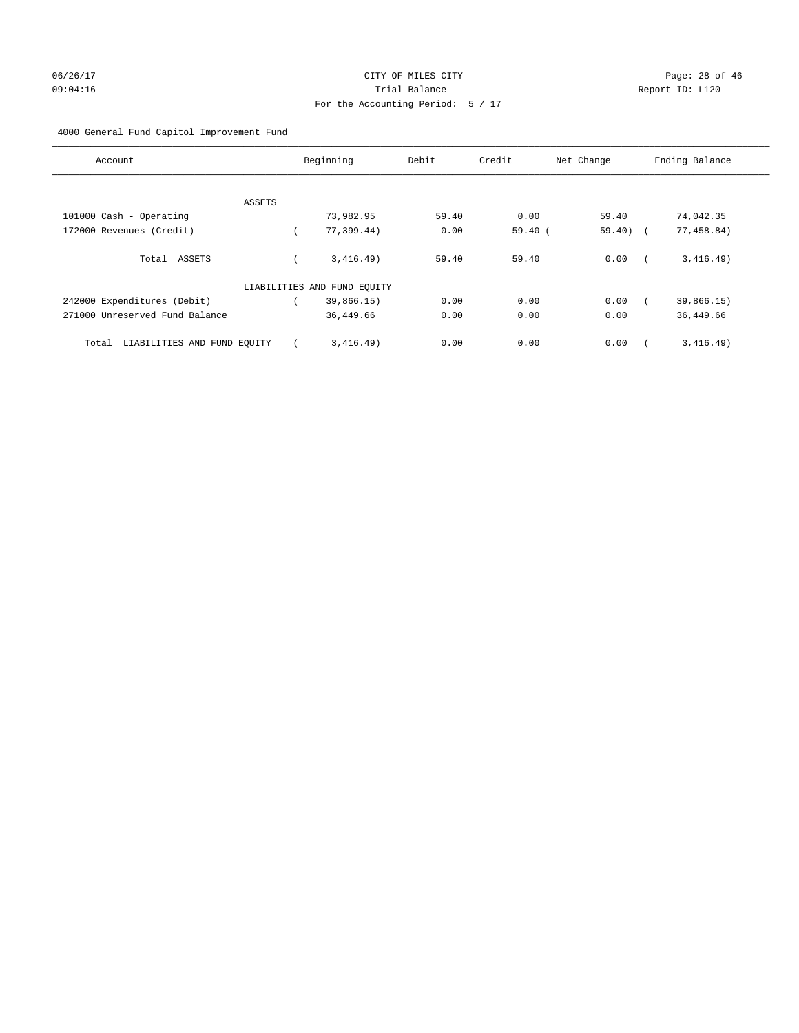06/26/17 CITY OF MILES CITY
09:04:16 Trial Balance Report ID: L120
For the Accounting Period: 5 / 17

4000 General Fund Capitol Improvement Fund

| Account | Beginning | Debit | Credit | Net Change | Ending Balance |
|---|---|---|---|---|---|
| ASSETS | | | | | |
| 101000 Cash - Operating | 73,982.95 | 59.40 | 0.00 | 59.40 | 74,042.35 |
| 172000 Revenues (Credit) | ( 77,399.44) | 0.00 | 59.40 | ( 59.40) | ( 77,458.84) |
| Total ASSETS | ( 3,416.49) | 59.40 | 59.40 | 0.00 | ( 3,416.49) |
| LIABILITIES AND FUND EQUITY | | | | | |
| 242000 Expenditures (Debit) | ( 39,866.15) | 0.00 | 0.00 | 0.00 | ( 39,866.15) |
| 271000 Unreserved Fund Balance | 36,449.66 | 0.00 | 0.00 | 0.00 | 36,449.66 |
| Total LIABILITIES AND FUND EQUITY | ( 3,416.49) | 0.00 | 0.00 | 0.00 | ( 3,416.49) |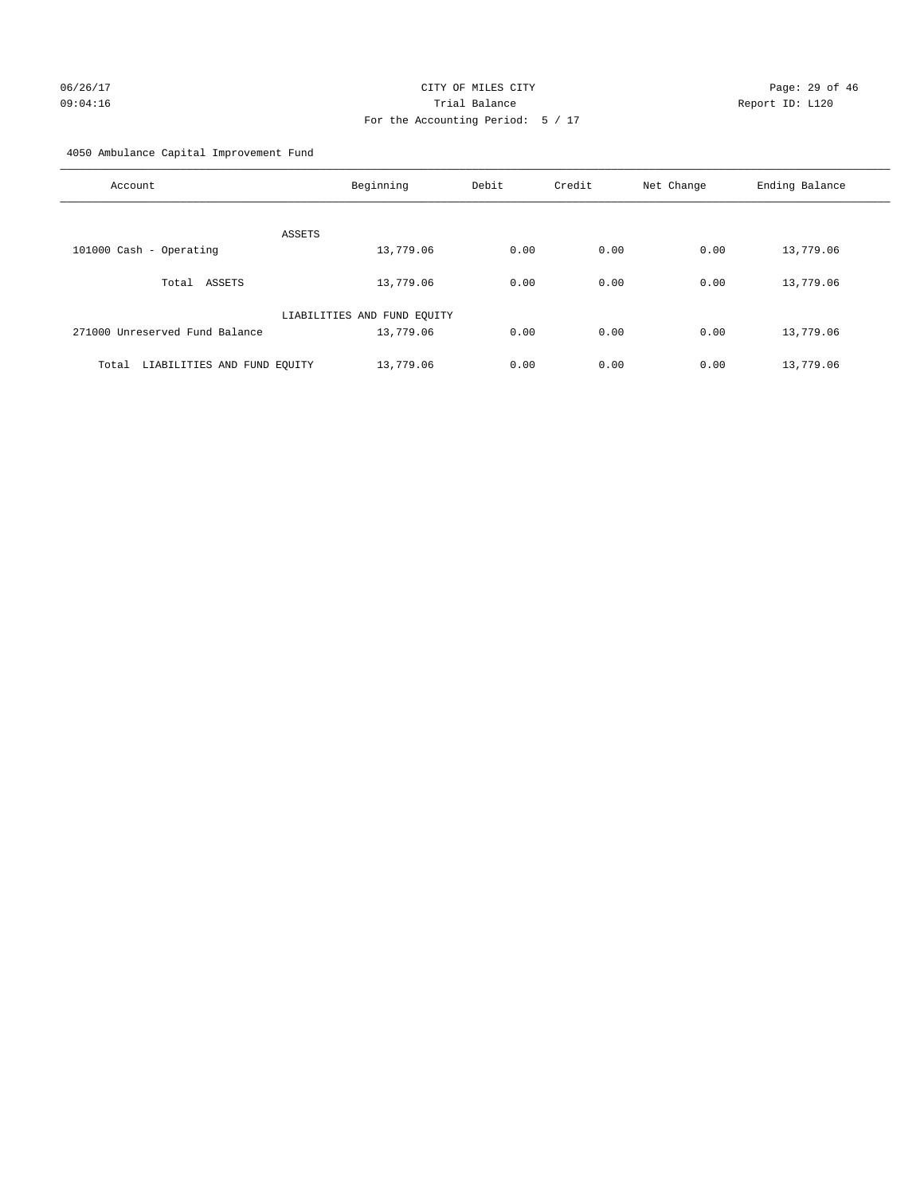CITY OF MILES CITY

Trial Balance

For the Accounting Period: 5 / 17

06/26/17 09:04:16 Report ID: L120

4050 Ambulance Capital Improvement Fund

| Account | Beginning | Debit | Credit | Net Change | Ending Balance |
|---|---|---|---|---|---|
| ASSETS | | | | | |
| 101000 Cash - Operating | 13,779.06 | 0.00 | 0.00 | 0.00 | 13,779.06 |
| Total ASSETS | 13,779.06 | 0.00 | 0.00 | 0.00 | 13,779.06 |
| LIABILITIES AND FUND EQUITY | | | | | |
| 271000 Unreserved Fund Balance | 13,779.06 | 0.00 | 0.00 | 0.00 | 13,779.06 |
| Total LIABILITIES AND FUND EQUITY | 13,779.06 | 0.00 | 0.00 | 0.00 | 13,779.06 |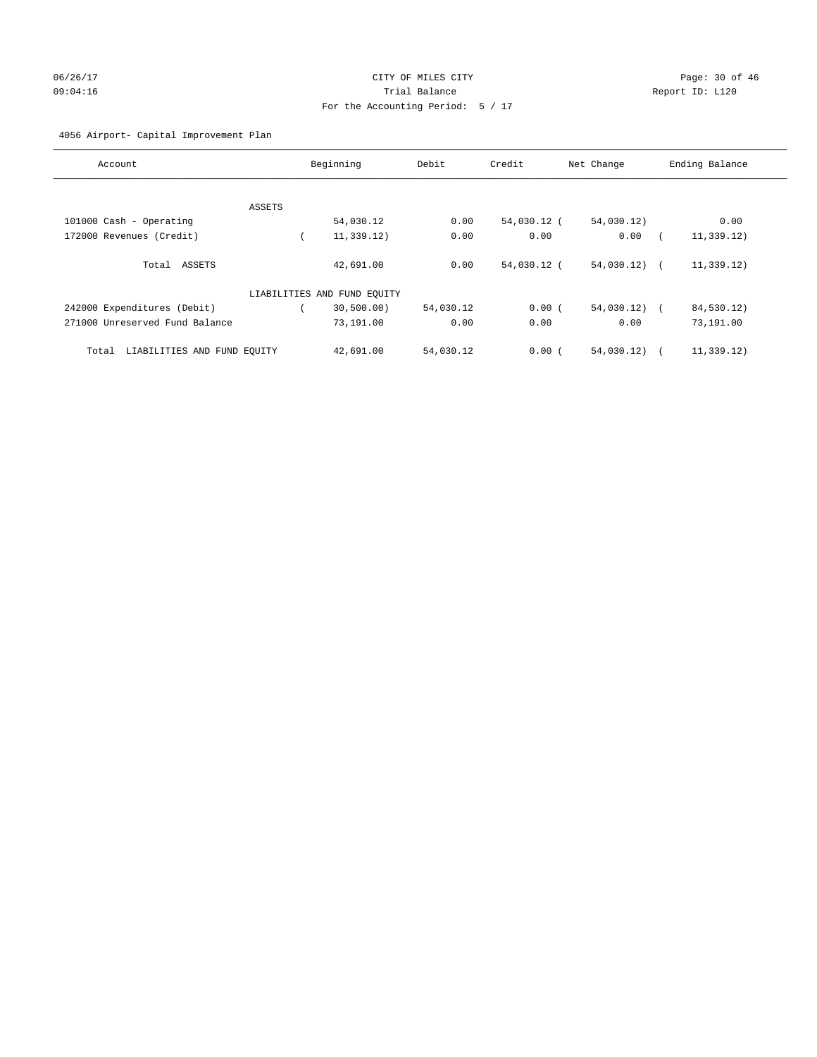CITY OF MILES CITY
Trial Balance
For the Accounting Period: 5 / 17

06/26/17
09:04:16

Report ID: L120

4056 Airport- Capital Improvement Plan

| Account | Beginning | Debit | Credit | Net Change | Ending Balance |
|---|---|---|---|---|---|
| ASSETS | | | | | |
| 101000 Cash - Operating | 54,030.12 | 0.00 | 54,030.12 | (54,030.12) | 0.00 |
| 172000 Revenues (Credit) | (11,339.12) | 0.00 | 0.00 | 0.00 | (11,339.12) |
| Total ASSETS | 42,691.00 | 0.00 | 54,030.12 | (54,030.12) | (11,339.12) |
| LIABILITIES AND FUND EQUITY | | | | | |
| 242000 Expenditures (Debit) | (30,500.00) | 54,030.12 | 0.00 | (54,030.12) | (84,530.12) |
| 271000 Unreserved Fund Balance | 73,191.00 | 0.00 | 0.00 | 0.00 | 73,191.00 |
| Total LIABILITIES AND FUND EQUITY | 42,691.00 | 54,030.12 | 0.00 | (54,030.12) | (11,339.12) |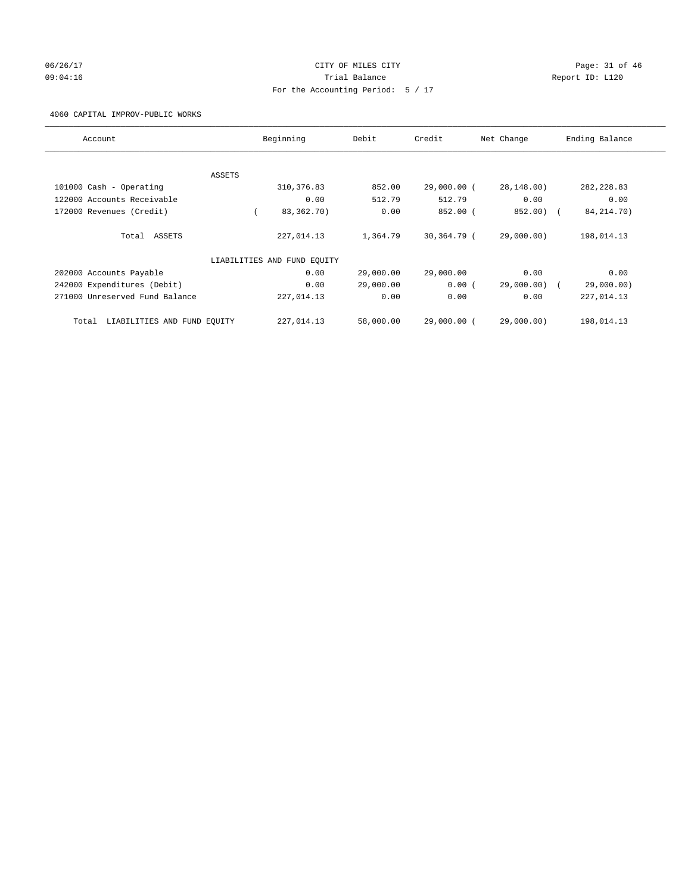CITY OF MILES CITY
Trial Balance
For the Accounting Period: 5 / 17

06/26/17
09:04:16

Report ID: L120

4060 CAPITAL IMPROV-PUBLIC WORKS

| Account | Beginning | Debit | Credit | Net Change | Ending Balance |
|---|---|---|---|---|---|
| ASSETS | | | | | |
| 101000 Cash - Operating | 310,376.83 | 852.00 | 29,000.00 | (28,148.00) | 282,228.83 |
| 122000 Accounts Receivable | 0.00 | 512.79 | 512.79 | 0.00 | 0.00 |
| 172000 Revenues (Credit) | (83,362.70) | 0.00 | 852.00 | (852.00) | (84,214.70) |
| Total ASSETS | 227,014.13 | 1,364.79 | 30,364.79 | (29,000.00) | 198,014.13 |
| LIABILITIES AND FUND EQUITY | | | | | |
| 202000 Accounts Payable | 0.00 | 29,000.00 | 29,000.00 | 0.00 | 0.00 |
| 242000 Expenditures (Debit) | 0.00 | 29,000.00 | 0.00 | (29,000.00) | (29,000.00) |
| 271000 Unreserved Fund Balance | 227,014.13 | 0.00 | 0.00 | 0.00 | 227,014.13 |
| Total LIABILITIES AND FUND EQUITY | 227,014.13 | 58,000.00 | 29,000.00 | (29,000.00) | 198,014.13 |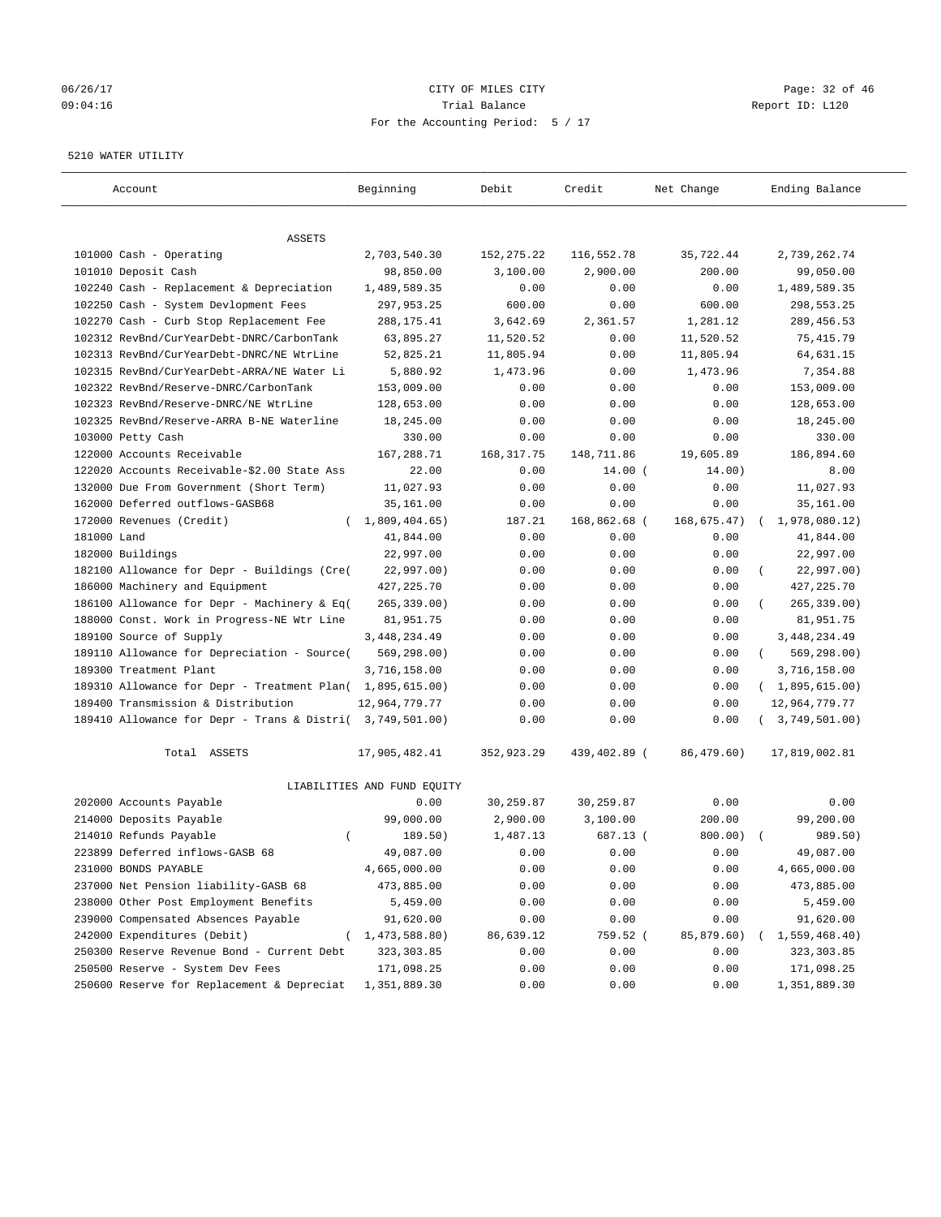CITY OF MILES CITY
Trial Balance
For the Accounting Period: 5 / 17

5210 WATER UTILITY

| Account | Beginning | Debit | Credit | Net Change | Ending Balance |
|---|---|---|---|---|---|
| ASSETS | | | | | |
| 101000 Cash - Operating | 2,703,540.30 | 152,275.22 | 116,552.78 | 35,722.44 | 2,739,262.74 |
| 101010 Deposit Cash | 98,850.00 | 3,100.00 | 2,900.00 | 200.00 | 99,050.00 |
| 102240 Cash - Replacement & Depreciation | 1,489,589.35 | 0.00 | 0.00 | 0.00 | 1,489,589.35 |
| 102250 Cash - System Devlopment Fees | 297,953.25 | 600.00 | 0.00 | 600.00 | 298,553.25 |
| 102270 Cash - Curb Stop Replacement Fee | 288,175.41 | 3,642.69 | 2,361.57 | 1,281.12 | 289,456.53 |
| 102312 RevBnd/CurYearDebt-DNRC/CarbonTank | 63,895.27 | 11,520.52 | 0.00 | 11,520.52 | 75,415.79 |
| 102313 RevBnd/CurYearDebt-DNRC/NE WtrLine | 52,825.21 | 11,805.94 | 0.00 | 11,805.94 | 64,631.15 |
| 102315 RevBnd/CurYearDebt-ARRA/NE Water Li | 5,880.92 | 1,473.96 | 0.00 | 1,473.96 | 7,354.88 |
| 102322 RevBnd/Reserve-DNRC/CarbonTank | 153,009.00 | 0.00 | 0.00 | 0.00 | 153,009.00 |
| 102323 RevBnd/Reserve-DNRC/NE WtrLine | 128,653.00 | 0.00 | 0.00 | 0.00 | 128,653.00 |
| 102325 RevBnd/Reserve-ARRA B-NE Waterline | 18,245.00 | 0.00 | 0.00 | 0.00 | 18,245.00 |
| 103000 Petty Cash | 330.00 | 0.00 | 0.00 | 0.00 | 330.00 |
| 122000 Accounts Receivable | 167,288.71 | 168,317.75 | 148,711.86 | 19,605.89 | 186,894.60 |
| 122020 Accounts Receivable-$2.00 State Ass | 22.00 | 0.00 | 14.00 | ( 14.00) | 8.00 |
| 132000 Due From Government (Short Term) | 11,027.93 | 0.00 | 0.00 | 0.00 | 11,027.93 |
| 162000 Deferred outflows-GASB68 | 35,161.00 | 0.00 | 0.00 | 0.00 | 35,161.00 |
| 172000 Revenues (Credit) | ( 1,809,404.65) | 187.21 | 168,862.68 | ( 168,675.47) | ( 1,978,080.12) |
| 181000 Land | 41,844.00 | 0.00 | 0.00 | 0.00 | 41,844.00 |
| 182000 Buildings | 22,997.00 | 0.00 | 0.00 | 0.00 | 22,997.00 |
| 182100 Allowance for Depr - Buildings (Cre | ( 22,997.00) | 0.00 | 0.00 | 0.00 | ( 22,997.00) |
| 186000 Machinery and Equipment | 427,225.70 | 0.00 | 0.00 | 0.00 | 427,225.70 |
| 186100 Allowance for Depr - Machinery & Eq | ( 265,339.00) | 0.00 | 0.00 | 0.00 | ( 265,339.00) |
| 188000 Const. Work in Progress-NE Wtr Line | 81,951.75 | 0.00 | 0.00 | 0.00 | 81,951.75 |
| 189100 Source of Supply | 3,448,234.49 | 0.00 | 0.00 | 0.00 | 3,448,234.49 |
| 189110 Allowance for Depreciation - Source | ( 569,298.00) | 0.00 | 0.00 | 0.00 | ( 569,298.00) |
| 189300 Treatment Plant | 3,716,158.00 | 0.00 | 0.00 | 0.00 | 3,716,158.00 |
| 189310 Allowance for Depr - Treatment Plan | ( 1,895,615.00) | 0.00 | 0.00 | 0.00 | ( 1,895,615.00) |
| 189400 Transmission & Distribution | 12,964,779.77 | 0.00 | 0.00 | 0.00 | 12,964,779.77 |
| 189410 Allowance for Depr - Trans & Distri | ( 3,749,501.00) | 0.00 | 0.00 | 0.00 | ( 3,749,501.00) |
| Total ASSETS | 17,905,482.41 | 352,923.29 | 439,402.89 | ( 86,479.60) | 17,819,002.81 |
| LIABILITIES AND FUND EQUITY | | | | | |
| 202000 Accounts Payable | 0.00 | 30,259.87 | 30,259.87 | 0.00 | 0.00 |
| 214000 Deposits Payable | 99,000.00 | 2,900.00 | 3,100.00 | 200.00 | 99,200.00 |
| 214010 Refunds Payable | ( 189.50) | 1,487.13 | 687.13 | ( 800.00) | ( 989.50) |
| 223899 Deferred inflows-GASB 68 | 49,087.00 | 0.00 | 0.00 | 0.00 | 49,087.00 |
| 231000 BONDS PAYABLE | 4,665,000.00 | 0.00 | 0.00 | 0.00 | 4,665,000.00 |
| 237000 Net Pension liability-GASB 68 | 473,885.00 | 0.00 | 0.00 | 0.00 | 473,885.00 |
| 238000 Other Post Employment Benefits | 5,459.00 | 0.00 | 0.00 | 0.00 | 5,459.00 |
| 239000 Compensated Absences Payable | 91,620.00 | 0.00 | 0.00 | 0.00 | 91,620.00 |
| 242000 Expenditures (Debit) | ( 1,473,588.80) | 86,639.12 | 759.52 | ( 85,879.60) | ( 1,559,468.40) |
| 250300 Reserve Revenue Bond - Current Debt | 323,303.85 | 0.00 | 0.00 | 0.00 | 323,303.85 |
| 250500 Reserve - System Dev Fees | 171,098.25 | 0.00 | 0.00 | 0.00 | 171,098.25 |
| 250600 Reserve for Replacement & Depreciat | 1,351,889.30 | 0.00 | 0.00 | 0.00 | 1,351,889.30 |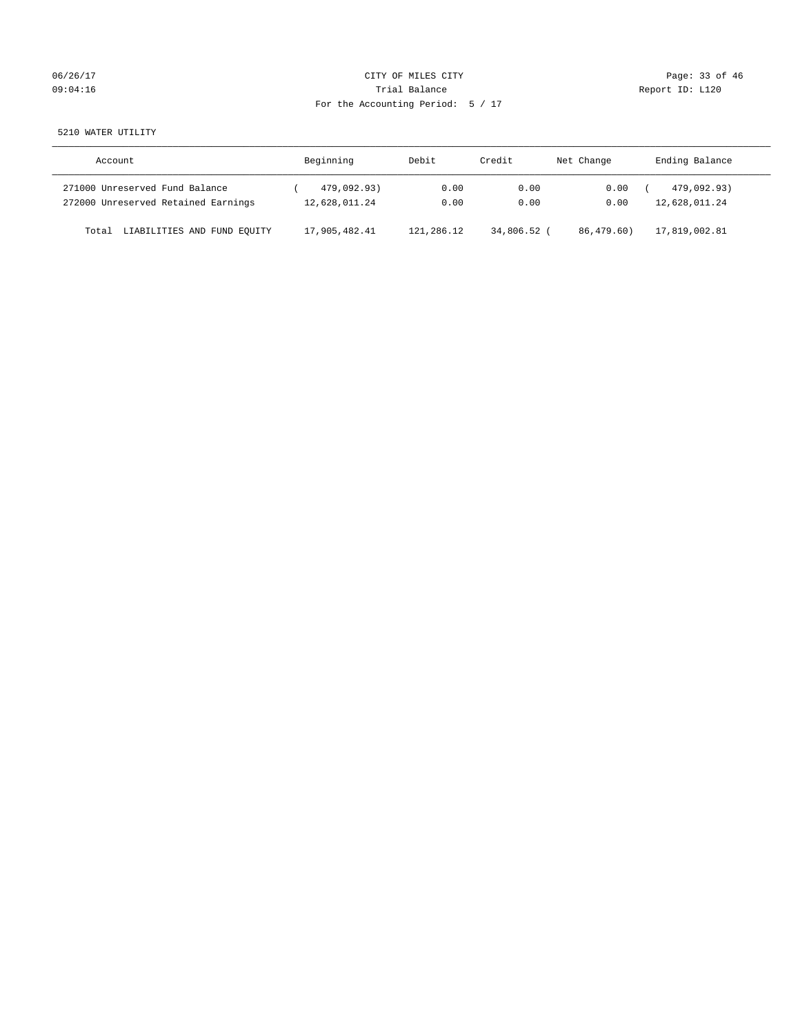CITY OF MILES CITY

Trial Balance

For the Accounting Period: 5 / 17

06/26/17 09:04:16 — Report ID: L120

5210 WATER UTILITY

| Account | Beginning | Debit | Credit | Net Change | Ending Balance |
|---|---|---|---|---|---|
| 271000 Unreserved Fund Balance | ( 479,092.93) | 0.00 | 0.00 | 0.00 | ( 479,092.93) |
| 272000 Unreserved Retained Earnings | 12,628,011.24 | 0.00 | 0.00 | 0.00 | 12,628,011.24 |
| Total LIABILITIES AND FUND EQUITY | 17,905,482.41 | 121,286.12 | 34,806.52 | ( 86,479.60) | 17,819,002.81 |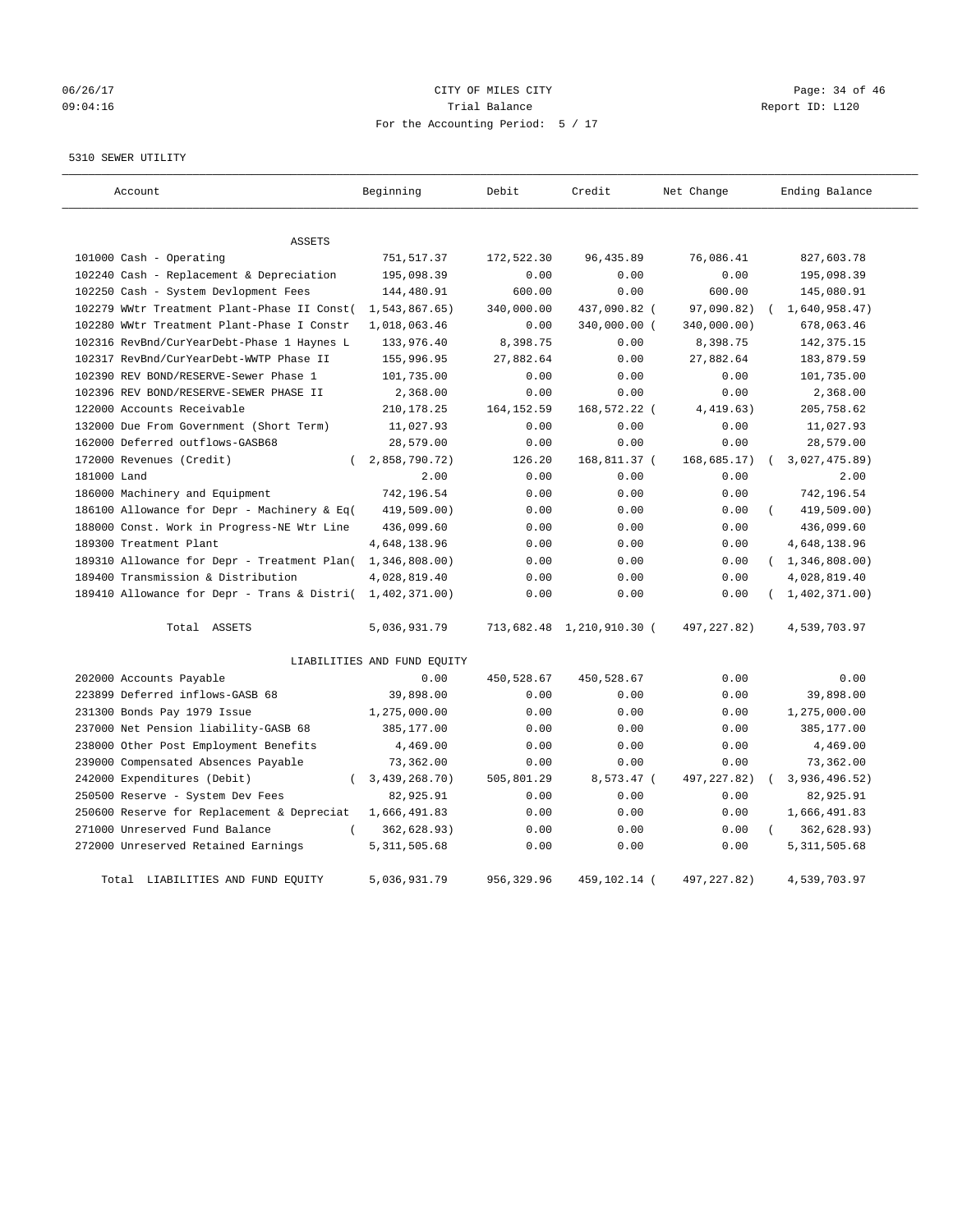06/26/17 CITY OF MILES CITY
09:04:16 Trial Balance Report ID: L120
For the Accounting Period: 5 / 17

5310 SEWER UTILITY

| Account | Beginning | Debit | Credit | Net Change | Ending Balance |
|---|---|---|---|---|---|
| ASSETS | | | | | |
| 101000 Cash - Operating | 751,517.37 | 172,522.30 | 96,435.89 | 76,086.41 | 827,603.78 |
| 102240 Cash - Replacement & Depreciation | 195,098.39 | 0.00 | 0.00 | 0.00 | 195,098.39 |
| 102250 Cash - System Devlopment Fees | 144,480.91 | 600.00 | 0.00 | 600.00 | 145,080.91 |
| 102279 WWtr Treatment Plant-Phase II Const | ( 1,543,867.65) | 340,000.00 | 437,090.82 | ( 97,090.82) | ( 1,640,958.47) |
| 102280 WWtr Treatment Plant-Phase I Constr | 1,018,063.46 | 0.00 | 340,000.00 | ( 340,000.00) | 678,063.46 |
| 102316 RevBnd/CurYearDebt-Phase 1 Haynes L | 133,976.40 | 8,398.75 | 0.00 | 8,398.75 | 142,375.15 |
| 102317 RevBnd/CurYearDebt-WWTP Phase II | 155,996.95 | 27,882.64 | 0.00 | 27,882.64 | 183,879.59 |
| 102390 REV BOND/RESERVE-Sewer Phase 1 | 101,735.00 | 0.00 | 0.00 | 0.00 | 101,735.00 |
| 102396 REV BOND/RESERVE-SEWER PHASE II | 2,368.00 | 0.00 | 0.00 | 0.00 | 2,368.00 |
| 122000 Accounts Receivable | 210,178.25 | 164,152.59 | 168,572.22 | ( 4,419.63) | 205,758.62 |
| 132000 Due From Government (Short Term) | 11,027.93 | 0.00 | 0.00 | 0.00 | 11,027.93 |
| 162000 Deferred outflows-GASB68 | 28,579.00 | 0.00 | 0.00 | 0.00 | 28,579.00 |
| 172000 Revenues (Credit) | ( 2,858,790.72) | 126.20 | 168,811.37 | ( 168,685.17) | ( 3,027,475.89) |
| 181000 Land | 2.00 | 0.00 | 0.00 | 0.00 | 2.00 |
| 186000 Machinery and Equipment | 742,196.54 | 0.00 | 0.00 | 0.00 | 742,196.54 |
| 186100 Allowance for Depr - Machinery & Eq | ( 419,509.00) | 0.00 | 0.00 | 0.00 | ( 419,509.00) |
| 188000 Const. Work in Progress-NE Wtr Line | 436,099.60 | 0.00 | 0.00 | 0.00 | 436,099.60 |
| 189300 Treatment Plant | 4,648,138.96 | 0.00 | 0.00 | 0.00 | 4,648,138.96 |
| 189310 Allowance for Depr - Treatment Plan | ( 1,346,808.00) | 0.00 | 0.00 | 0.00 | ( 1,346,808.00) |
| 189400 Transmission & Distribution | 4,028,819.40 | 0.00 | 0.00 | 0.00 | 4,028,819.40 |
| 189410 Allowance for Depr - Trans & Distri | ( 1,402,371.00) | 0.00 | 0.00 | 0.00 | ( 1,402,371.00) |
| Total ASSETS | 5,036,931.79 | 713,682.48 | 1,210,910.30 | ( 497,227.82) | 4,539,703.97 |
| LIABILITIES AND FUND EQUITY | | | | | |
| 202000 Accounts Payable | 0.00 | 450,528.67 | 450,528.67 | 0.00 | 0.00 |
| 223899 Deferred inflows-GASB 68 | 39,898.00 | 0.00 | 0.00 | 0.00 | 39,898.00 |
| 231300 Bonds Pay 1979 Issue | 1,275,000.00 | 0.00 | 0.00 | 0.00 | 1,275,000.00 |
| 237000 Net Pension liability-GASB 68 | 385,177.00 | 0.00 | 0.00 | 0.00 | 385,177.00 |
| 238000 Other Post Employment Benefits | 4,469.00 | 0.00 | 0.00 | 0.00 | 4,469.00 |
| 239000 Compensated Absences Payable | 73,362.00 | 0.00 | 0.00 | 0.00 | 73,362.00 |
| 242000 Expenditures (Debit) | ( 3,439,268.70) | 505,801.29 | 8,573.47 | ( 497,227.82) | ( 3,936,496.52) |
| 250500 Reserve - System Dev Fees | 82,925.91 | 0.00 | 0.00 | 0.00 | 82,925.91 |
| 250600 Reserve for Replacement & Depreciat | 1,666,491.83 | 0.00 | 0.00 | 0.00 | 1,666,491.83 |
| 271000 Unreserved Fund Balance | ( 362,628.93) | 0.00 | 0.00 | 0.00 | ( 362,628.93) |
| 272000 Unreserved Retained Earnings | 5,311,505.68 | 0.00 | 0.00 | 0.00 | 5,311,505.68 |
| Total LIABILITIES AND FUND EQUITY | 5,036,931.79 | 956,329.96 | 459,102.14 | ( 497,227.82) | 4,539,703.97 |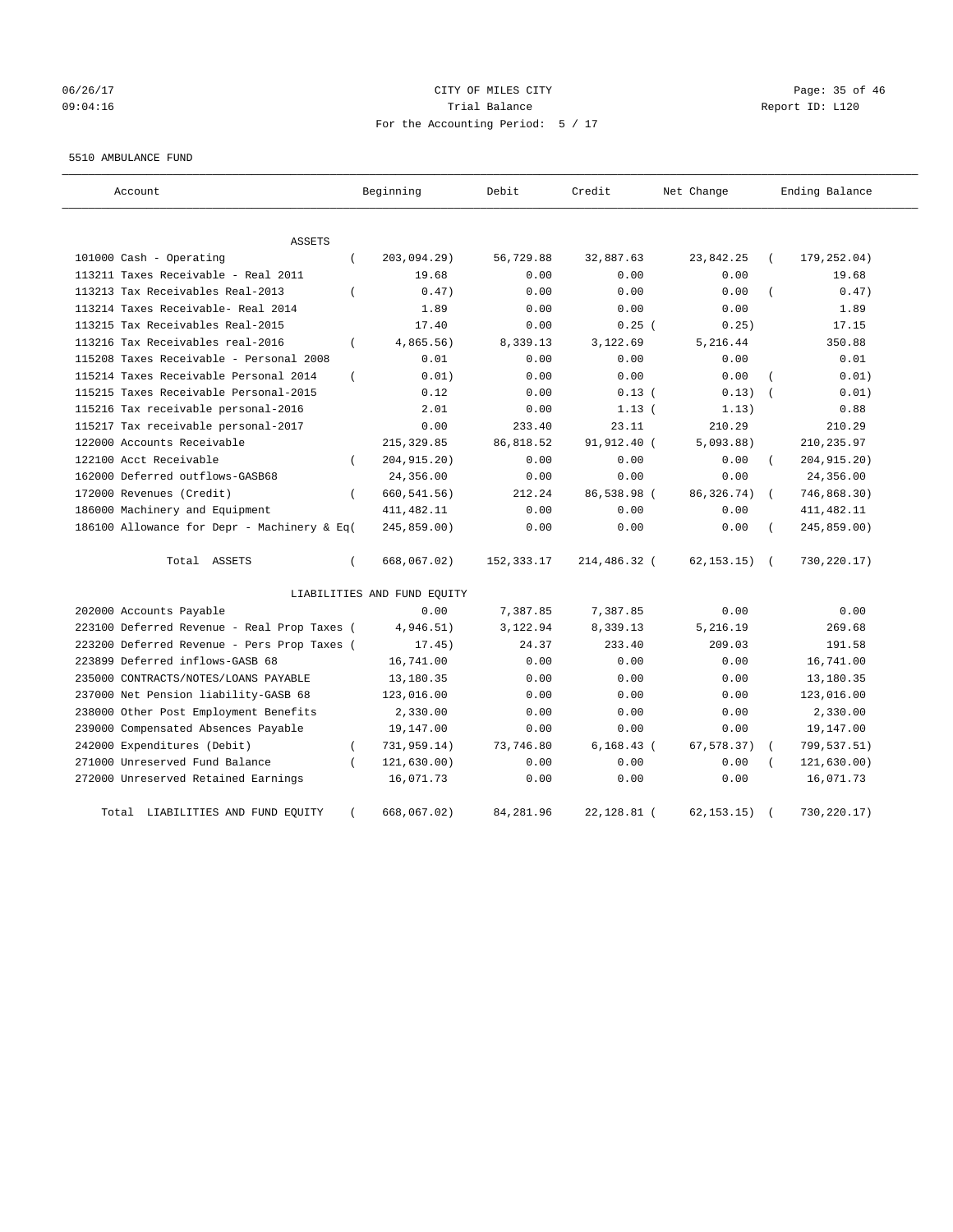06/26/17 CITY OF MILES CITY
09:04:16 Trial Balance Report ID: L120
For the Accounting Period: 5 / 17

5510 AMBULANCE FUND

| Account | Beginning | Debit | Credit | Net Change | Ending Balance |
|---|---|---|---|---|---|
| ASSETS | | | | | |
| 101000 Cash - Operating | ( 203,094.29) | 56,729.88 | 32,887.63 | 23,842.25 | ( 179,252.04) |
| 113211 Taxes Receivable - Real 2011 | 19.68 | 0.00 | 0.00 | 0.00 | 19.68 |
| 113213 Tax Receivables Real-2013 | ( 0.47) | 0.00 | 0.00 | 0.00 | ( 0.47) |
| 113214 Taxes Receivable- Real 2014 | 1.89 | 0.00 | 0.00 | 0.00 | 1.89 |
| 113215 Tax Receivables Real-2015 | 17.40 | 0.00 | 0.25 | ( 0.25) | 17.15 |
| 113216 Tax Receivables real-2016 | ( 4,865.56) | 8,339.13 | 3,122.69 | 5,216.44 | 350.88 |
| 115208 Taxes Receivable - Personal 2008 | 0.01 | 0.00 | 0.00 | 0.00 | 0.01 |
| 115214 Taxes Receivable Personal 2014 | ( 0.01) | 0.00 | 0.00 | 0.00 | ( 0.01) |
| 115215 Taxes Receivable Personal-2015 | 0.12 | 0.00 | 0.13 | ( 0.13) | ( 0.01) |
| 115216 Tax receivable personal-2016 | 2.01 | 0.00 | 1.13 | ( 1.13) | 0.88 |
| 115217 Tax receivable personal-2017 | 0.00 | 233.40 | 23.11 | 210.29 | 210.29 |
| 122000 Accounts Receivable | 215,329.85 | 86,818.52 | 91,912.40 | ( 5,093.88) | 210,235.97 |
| 122100 Acct Receivable | ( 204,915.20) | 0.00 | 0.00 | 0.00 | ( 204,915.20) |
| 162000 Deferred outflows-GASB68 | 24,356.00 | 0.00 | 0.00 | 0.00 | 24,356.00 |
| 172000 Revenues (Credit) | ( 660,541.56) | 212.24 | 86,538.98 | ( 86,326.74) | ( 746,868.30) |
| 186000 Machinery and Equipment | 411,482.11 | 0.00 | 0.00 | 0.00 | 411,482.11 |
| 186100 Allowance for Depr - Machinery & Eq( | 245,859.00) | 0.00 | 0.00 | 0.00 | ( 245,859.00) |
| Total ASSETS | ( 668,067.02) | 152,333.17 | 214,486.32 | ( 62,153.15) | ( 730,220.17) |
| LIABILITIES AND FUND EQUITY | | | | | |
| 202000 Accounts Payable | 0.00 | 7,387.85 | 7,387.85 | 0.00 | 0.00 |
| 223100 Deferred Revenue - Real Prop Taxes ( | 4,946.51) | 3,122.94 | 8,339.13 | 5,216.19 | 269.68 |
| 223200 Deferred Revenue - Pers Prop Taxes ( | 17.45) | 24.37 | 233.40 | 209.03 | 191.58 |
| 223899 Deferred inflows-GASB 68 | 16,741.00 | 0.00 | 0.00 | 0.00 | 16,741.00 |
| 235000 CONTRACTS/NOTES/LOANS PAYABLE | 13,180.35 | 0.00 | 0.00 | 0.00 | 13,180.35 |
| 237000 Net Pension liability-GASB 68 | 123,016.00 | 0.00 | 0.00 | 0.00 | 123,016.00 |
| 238000 Other Post Employment Benefits | 2,330.00 | 0.00 | 0.00 | 0.00 | 2,330.00 |
| 239000 Compensated Absences Payable | 19,147.00 | 0.00 | 0.00 | 0.00 | 19,147.00 |
| 242000 Expenditures (Debit) | ( 731,959.14) | 73,746.80 | 6,168.43 | ( 67,578.37) | ( 799,537.51) |
| 271000 Unreserved Fund Balance | ( 121,630.00) | 0.00 | 0.00 | 0.00 | ( 121,630.00) |
| 272000 Unreserved Retained Earnings | 16,071.73 | 0.00 | 0.00 | 0.00 | 16,071.73 |
| Total LIABILITIES AND FUND EQUITY | ( 668,067.02) | 84,281.96 | 22,128.81 | ( 62,153.15) | ( 730,220.17) |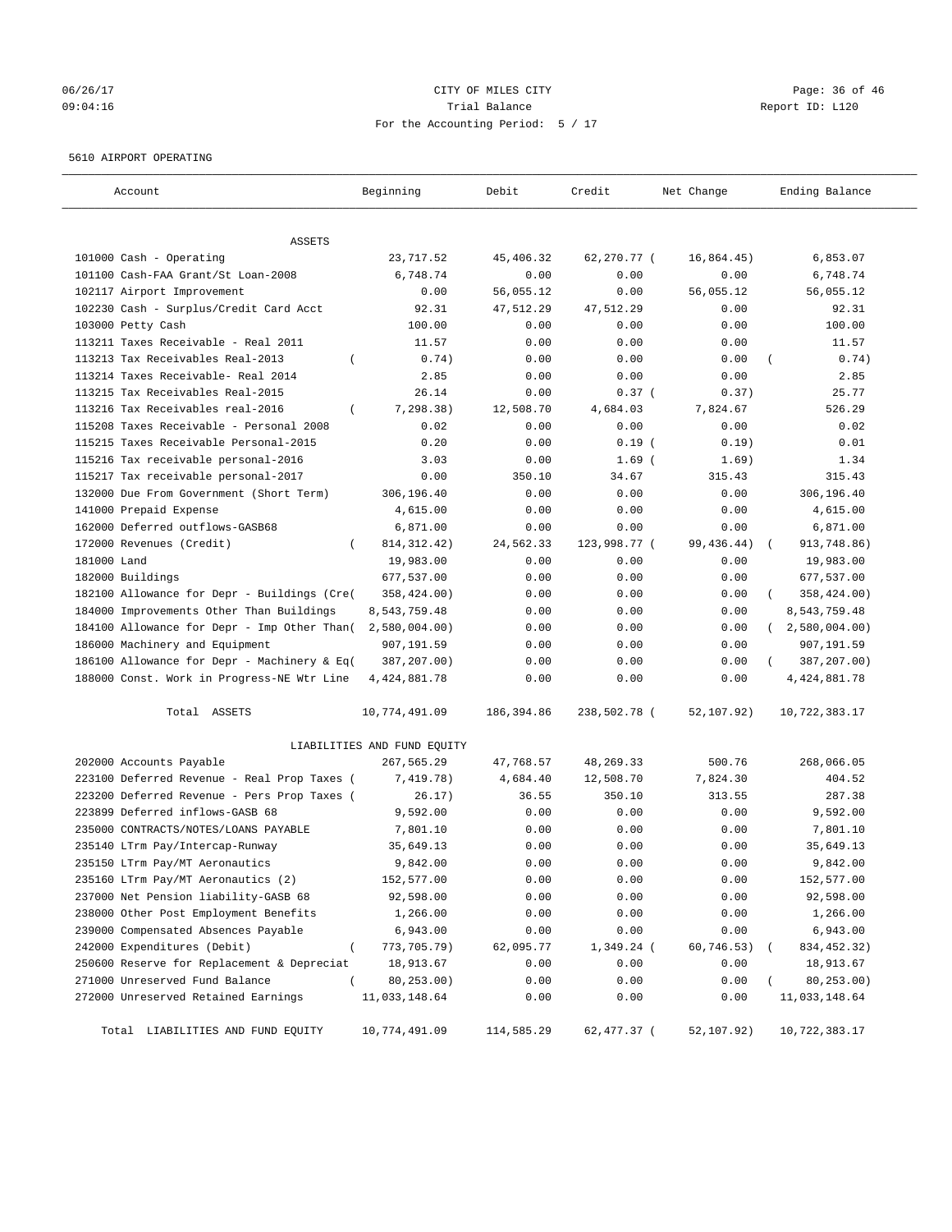06/26/17 CITY OF MILES CITY
09:04:16 Trial Balance Report ID: L120
For the Accounting Period: 5 / 17

5610 AIRPORT OPERATING

| Account | Beginning | Debit | Credit | Net Change | Ending Balance |
|---|---|---|---|---|---|
| ASSETS | | | | | |
| 101000 Cash - Operating | 23,717.52 | 45,406.32 | 62,270.77 | ( 16,864.45) | 6,853.07 |
| 101100 Cash-FAA Grant/St Loan-2008 | 6,748.74 | 0.00 | 0.00 | 0.00 | 6,748.74 |
| 102117 Airport Improvement | 0.00 | 56,055.12 | 0.00 | 56,055.12 | 56,055.12 |
| 102230 Cash - Surplus/Credit Card Acct | 92.31 | 47,512.29 | 47,512.29 | 0.00 | 92.31 |
| 103000 Petty Cash | 100.00 | 0.00 | 0.00 | 0.00 | 100.00 |
| 113211 Taxes Receivable - Real 2011 | 11.57 | 0.00 | 0.00 | 0.00 | 11.57 |
| 113213 Tax Receivables Real-2013 | ( 0.74) | 0.00 | 0.00 | 0.00 | ( 0.74) |
| 113214 Taxes Receivable- Real 2014 | 2.85 | 0.00 | 0.00 | 0.00 | 2.85 |
| 113215 Tax Receivables Real-2015 | 26.14 | 0.00 | 0.37 | ( 0.37) | 25.77 |
| 113216 Tax Receivables real-2016 | ( 7,298.38) | 12,508.70 | 4,684.03 | 7,824.67 | 526.29 |
| 115208 Taxes Receivable - Personal 2008 | 0.02 | 0.00 | 0.00 | 0.00 | 0.02 |
| 115215 Taxes Receivable Personal-2015 | 0.20 | 0.00 | 0.19 | ( 0.19) | 0.01 |
| 115216 Tax receivable personal-2016 | 3.03 | 0.00 | 1.69 | ( 1.69) | 1.34 |
| 115217 Tax receivable personal-2017 | 0.00 | 350.10 | 34.67 | 315.43 | 315.43 |
| 132000 Due From Government (Short Term) | 306,196.40 | 0.00 | 0.00 | 0.00 | 306,196.40 |
| 141000 Prepaid Expense | 4,615.00 | 0.00 | 0.00 | 0.00 | 4,615.00 |
| 162000 Deferred outflows-GASB68 | 6,871.00 | 0.00 | 0.00 | 0.00 | 6,871.00 |
| 172000 Revenues (Credit) | ( 814,312.42) | 24,562.33 | 123,998.77 | ( 99,436.44) | ( 913,748.86) |
| 181000 Land | 19,983.00 | 0.00 | 0.00 | 0.00 | 19,983.00 |
| 182000 Buildings | 677,537.00 | 0.00 | 0.00 | 0.00 | 677,537.00 |
| 182100 Allowance for Depr - Buildings (Cre( | 358,424.00) | 0.00 | 0.00 | 0.00 | ( 358,424.00) |
| 184000 Improvements Other Than Buildings | 8,543,759.48 | 0.00 | 0.00 | 0.00 | 8,543,759.48 |
| 184100 Allowance for Depr - Imp Other Than( | 2,580,004.00) | 0.00 | 0.00 | 0.00 | ( 2,580,004.00) |
| 186000 Machinery and Equipment | 907,191.59 | 0.00 | 0.00 | 0.00 | 907,191.59 |
| 186100 Allowance for Depr - Machinery & Eq( | 387,207.00) | 0.00 | 0.00 | 0.00 | ( 387,207.00) |
| 188000 Const. Work in Progress-NE Wtr Line | 4,424,881.78 | 0.00 | 0.00 | 0.00 | 4,424,881.78 |
| Total ASSETS | 10,774,491.09 | 186,394.86 | 238,502.78 | ( 52,107.92) | 10,722,383.17 |
| LIABILITIES AND FUND EQUITY | | | | | |
| 202000 Accounts Payable | 267,565.29 | 47,768.57 | 48,269.33 | 500.76 | 268,066.05 |
| 223100 Deferred Revenue - Real Prop Taxes ( | 7,419.78) | 4,684.40 | 12,508.70 | 7,824.30 | 404.52 |
| 223200 Deferred Revenue - Pers Prop Taxes ( | 26.17) | 36.55 | 350.10 | 313.55 | 287.38 |
| 223899 Deferred inflows-GASB 68 | 9,592.00 | 0.00 | 0.00 | 0.00 | 9,592.00 |
| 235000 CONTRACTS/NOTES/LOANS PAYABLE | 7,801.10 | 0.00 | 0.00 | 0.00 | 7,801.10 |
| 235140 LTrm Pay/Intercap-Runway | 35,649.13 | 0.00 | 0.00 | 0.00 | 35,649.13 |
| 235150 LTrm Pay/MT Aeronautics | 9,842.00 | 0.00 | 0.00 | 0.00 | 9,842.00 |
| 235160 LTrm Pay/MT Aeronautics (2) | 152,577.00 | 0.00 | 0.00 | 0.00 | 152,577.00 |
| 237000 Net Pension liability-GASB 68 | 92,598.00 | 0.00 | 0.00 | 0.00 | 92,598.00 |
| 238000 Other Post Employment Benefits | 1,266.00 | 0.00 | 0.00 | 0.00 | 1,266.00 |
| 239000 Compensated Absences Payable | 6,943.00 | 0.00 | 0.00 | 0.00 | 6,943.00 |
| 242000 Expenditures (Debit) | ( 773,705.79) | 62,095.77 | 1,349.24 | ( 60,746.53) | ( 834,452.32) |
| 250600 Reserve for Replacement & Depreciat | 18,913.67 | 0.00 | 0.00 | 0.00 | 18,913.67 |
| 271000 Unreserved Fund Balance | ( 80,253.00) | 0.00 | 0.00 | 0.00 | ( 80,253.00) |
| 272000 Unreserved Retained Earnings | 11,033,148.64 | 0.00 | 0.00 | 0.00 | 11,033,148.64 |
| Total LIABILITIES AND FUND EQUITY | 10,774,491.09 | 114,585.29 | 62,477.37 | ( 52,107.92) | 10,722,383.17 |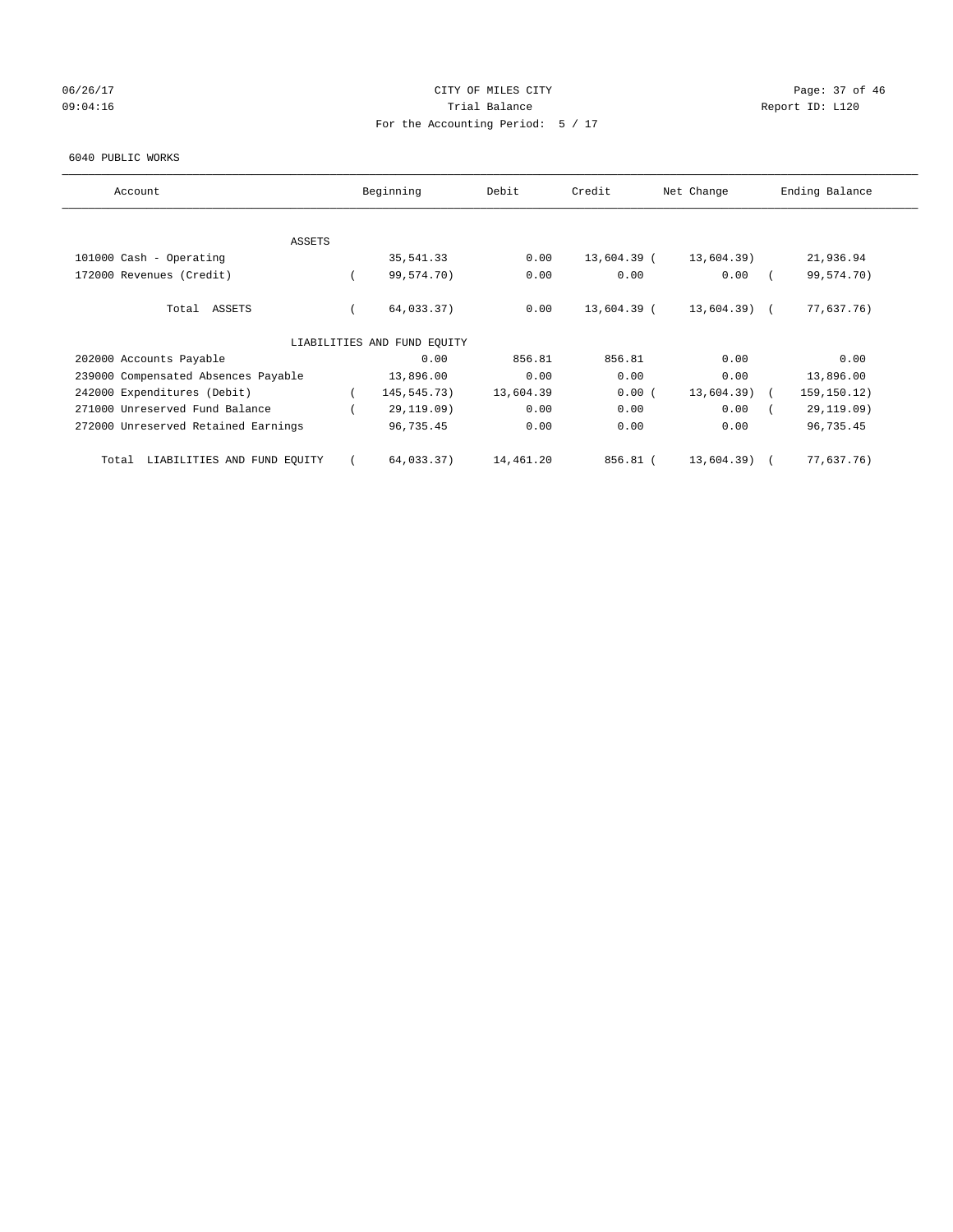CITY OF MILES CITY

Trial Balance

For the Accounting Period: 5 / 17

06/26/17 09:04:16 Report ID: L120

6040 PUBLIC WORKS

| Account | Beginning | Debit | Credit | Net Change | Ending Balance |
|---|---|---|---|---|---|
| ASSETS | | | | | |
| 101000 Cash - Operating | 35,541.33 | 0.00 | 13,604.39 | (13,604.39) | 21,936.94 |
| 172000 Revenues (Credit) | (99,574.70) | 0.00 | 0.00 | 0.00 | (99,574.70) |
| Total ASSETS | (64,033.37) | 0.00 | 13,604.39 | (13,604.39) | (77,637.76) |
| LIABILITIES AND FUND EQUITY | | | | | |
| 202000 Accounts Payable | 0.00 | 856.81 | 856.81 | 0.00 | 0.00 |
| 239000 Compensated Absences Payable | 13,896.00 | 0.00 | 0.00 | 0.00 | 13,896.00 |
| 242000 Expenditures (Debit) | (145,545.73) | 13,604.39 | 0.00 | (13,604.39) | (159,150.12) |
| 271000 Unreserved Fund Balance | (29,119.09) | 0.00 | 0.00 | 0.00 | (29,119.09) |
| 272000 Unreserved Retained Earnings | 96,735.45 | 0.00 | 0.00 | 0.00 | 96,735.45 |
| Total LIABILITIES AND FUND EQUITY | (64,033.37) | 14,461.20 | 856.81 | (13,604.39) | (77,637.76) |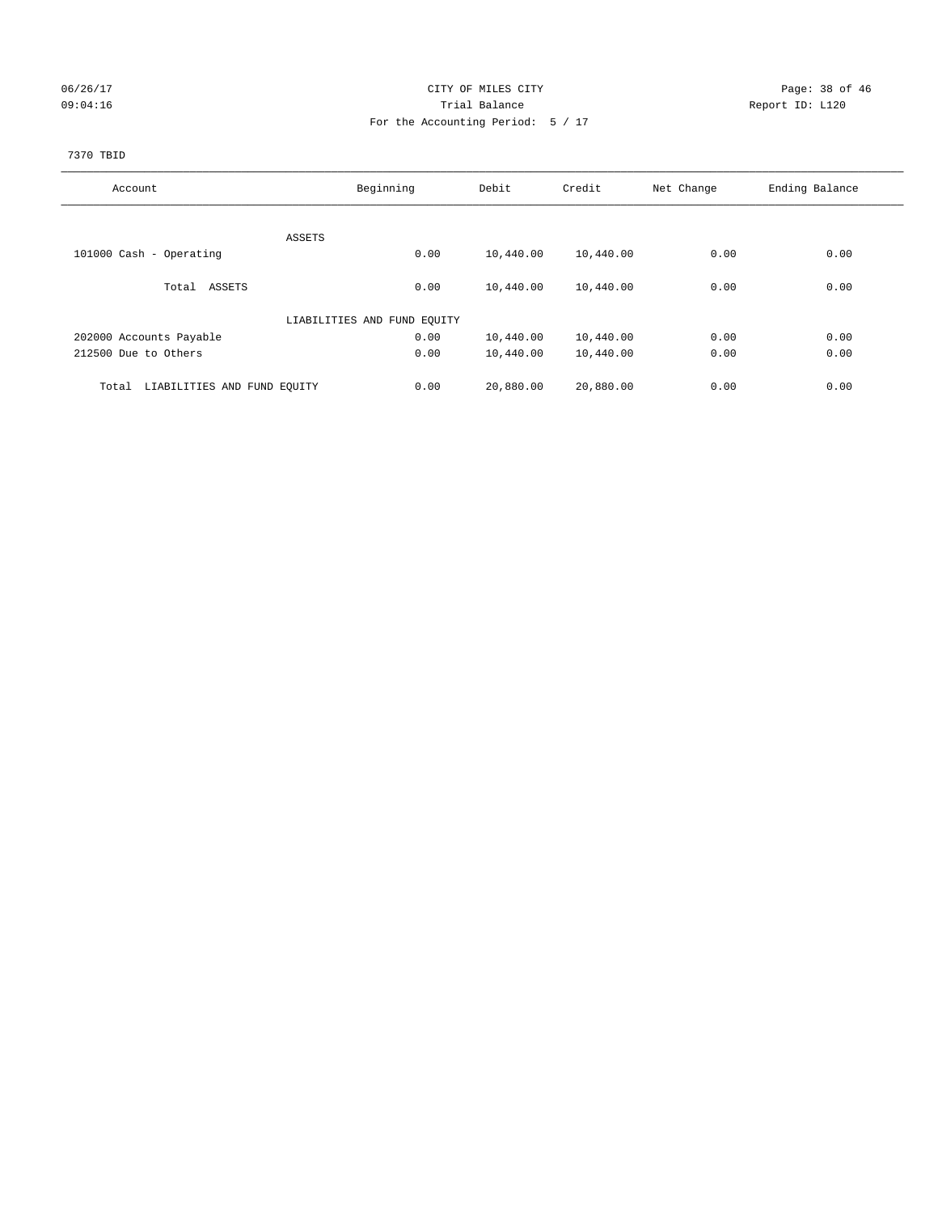CITY OF MILES CITY
Trial Balance
For the Accounting Period: 5 / 17

06/26/17
09:04:16

Report ID: L120

7370 TBID

| Account | Beginning | Debit | Credit | Net Change | Ending Balance |
|---|---|---|---|---|---|
| ASSETS | | | | | |
| 101000 Cash - Operating | 0.00 | 10,440.00 | 10,440.00 | 0.00 | 0.00 |
| Total ASSETS | 0.00 | 10,440.00 | 10,440.00 | 0.00 | 0.00 |
| LIABILITIES AND FUND EQUITY | | | | | |
| 202000 Accounts Payable | 0.00 | 10,440.00 | 10,440.00 | 0.00 | 0.00 |
| 212500 Due to Others | 0.00 | 10,440.00 | 10,440.00 | 0.00 | 0.00 |
| Total LIABILITIES AND FUND EQUITY | 0.00 | 20,880.00 | 20,880.00 | 0.00 | 0.00 |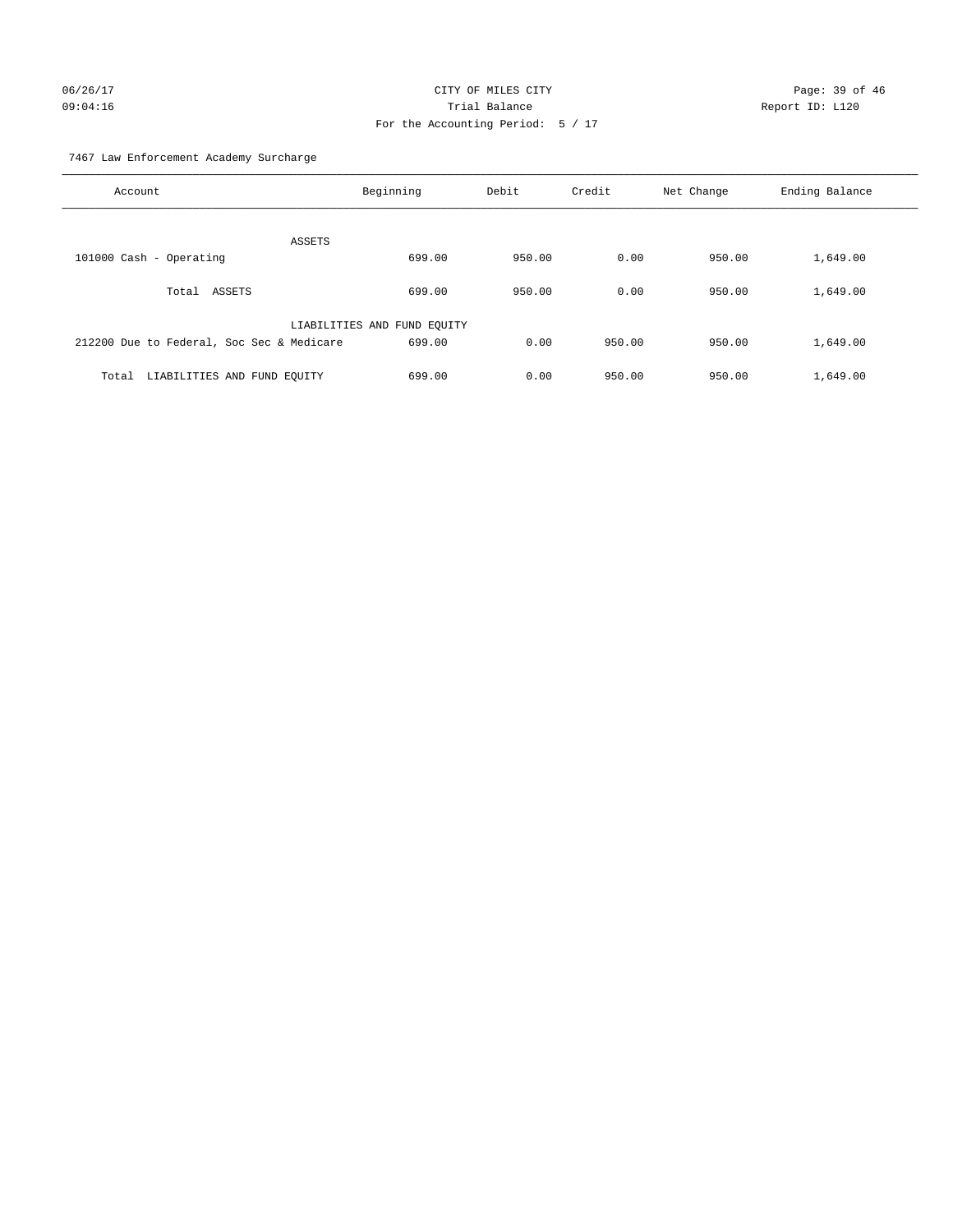CITY OF MILES CITY

Trial Balance

For the Accounting Period: 5 / 17

06/26/17 09:04:16 — Report ID: L120

7467 Law Enforcement Academy Surcharge

| Account | Beginning | Debit | Credit | Net Change | Ending Balance |
|---|---|---|---|---|---|
| ASSETS | | | | | |
| 101000 Cash - Operating | 699.00 | 950.00 | 0.00 | 950.00 | 1,649.00 |
| Total ASSETS | 699.00 | 950.00 | 0.00 | 950.00 | 1,649.00 |
| LIABILITIES AND FUND EQUITY | | | | | |
| 212200 Due to Federal, Soc Sec & Medicare | 699.00 | 0.00 | 950.00 | 950.00 | 1,649.00 |
| Total LIABILITIES AND FUND EQUITY | 699.00 | 0.00 | 950.00 | 950.00 | 1,649.00 |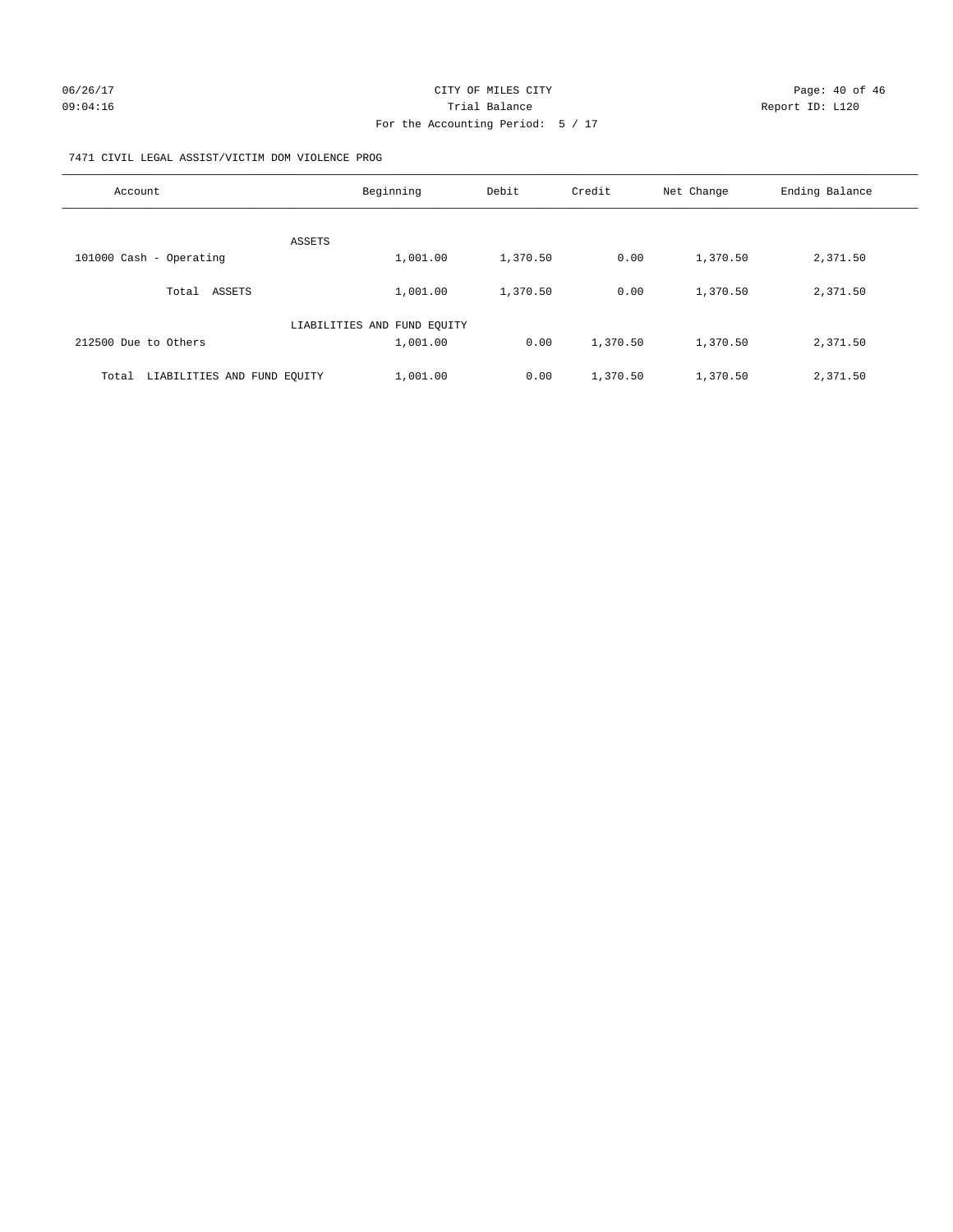CITY OF MILES CITY

Trial Balance

For the Accounting Period: 5 / 17

7471 CIVIL LEGAL ASSIST/VICTIM DOM VIOLENCE PROG

| Account | Beginning | Debit | Credit | Net Change | Ending Balance |
|---|---|---|---|---|---|
| ASSETS | | | | | |
| 101000 Cash - Operating | 1,001.00 | 1,370.50 | 0.00 | 1,370.50 | 2,371.50 |
| Total ASSETS | 1,001.00 | 1,370.50 | 0.00 | 1,370.50 | 2,371.50 |
| LIABILITIES AND FUND EQUITY | | | | | |
| 212500 Due to Others | 1,001.00 | 0.00 | 1,370.50 | 1,370.50 | 2,371.50 |
| Total LIABILITIES AND FUND EQUITY | 1,001.00 | 0.00 | 1,370.50 | 1,370.50 | 2,371.50 |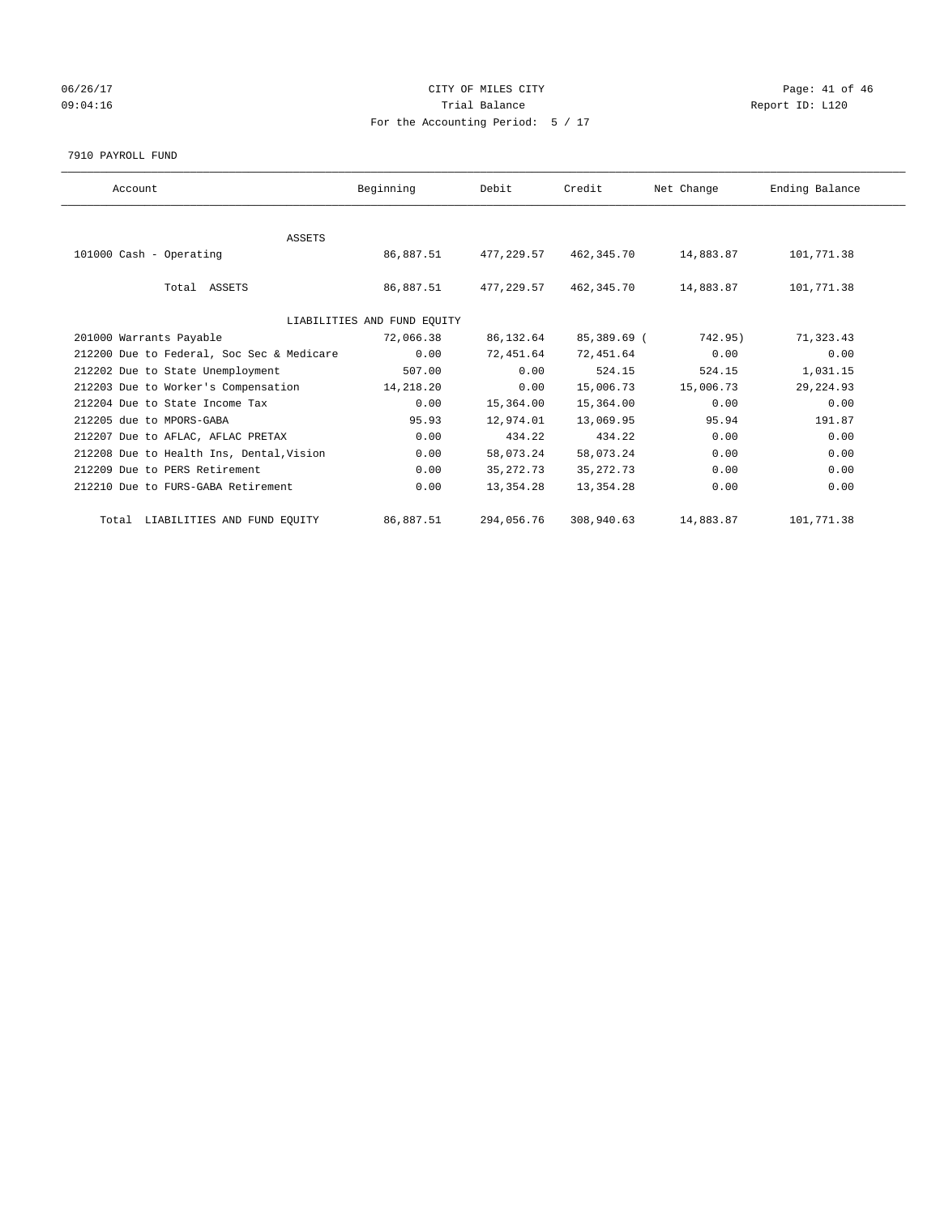CITY OF MILES CITY

Trial Balance

For the Accounting Period: 5 / 17

06/26/17
09:04:16

Report ID: L120

7910 PAYROLL FUND

| Account | Beginning | Debit | Credit | Net Change | Ending Balance |
|---|---|---|---|---|---|
| ASSETS | | | | | |
| 101000 Cash - Operating | 86,887.51 | 477,229.57 | 462,345.70 | 14,883.87 | 101,771.38 |
| Total ASSETS | 86,887.51 | 477,229.57 | 462,345.70 | 14,883.87 | 101,771.38 |
| LIABILITIES AND FUND EQUITY | | | | | |
| 201000 Warrants Payable | 72,066.38 | 86,132.64 | 85,389.69 | ( 742.95) | 71,323.43 |
| 212200 Due to Federal, Soc Sec & Medicare | 0.00 | 72,451.64 | 72,451.64 | 0.00 | 0.00 |
| 212202 Due to State Unemployment | 507.00 | 0.00 | 524.15 | 524.15 | 1,031.15 |
| 212203 Due to Worker's Compensation | 14,218.20 | 0.00 | 15,006.73 | 15,006.73 | 29,224.93 |
| 212204 Due to State Income Tax | 0.00 | 15,364.00 | 15,364.00 | 0.00 | 0.00 |
| 212205 due to MPORS-GABA | 95.93 | 12,974.01 | 13,069.95 | 95.94 | 191.87 |
| 212207 Due to AFLAC, AFLAC PRETAX | 0.00 | 434.22 | 434.22 | 0.00 | 0.00 |
| 212208 Due to Health Ins, Dental,Vision | 0.00 | 58,073.24 | 58,073.24 | 0.00 | 0.00 |
| 212209 Due to PERS Retirement | 0.00 | 35,272.73 | 35,272.73 | 0.00 | 0.00 |
| 212210 Due to FURS-GABA Retirement | 0.00 | 13,354.28 | 13,354.28 | 0.00 | 0.00 |
| Total LIABILITIES AND FUND EQUITY | 86,887.51 | 294,056.76 | 308,940.63 | 14,883.87 | 101,771.38 |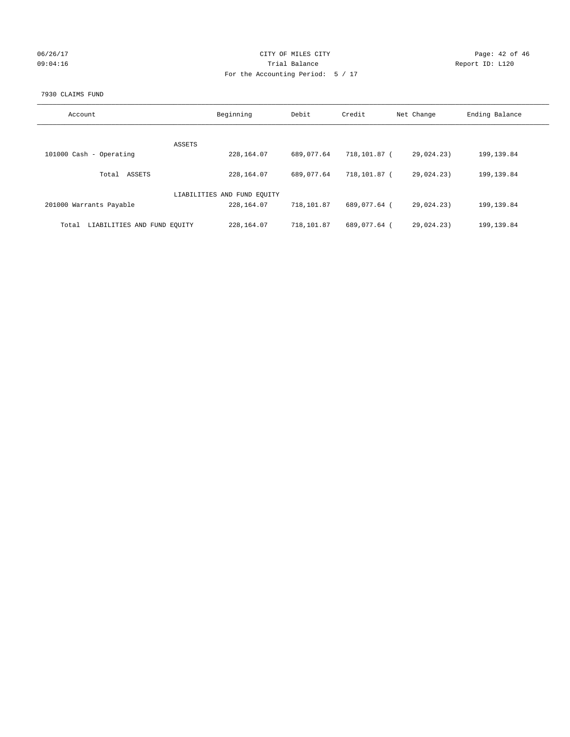CITY OF MILES CITY

Trial Balance

For the Accounting Period: 5 / 17

Report ID: L120

7930 CLAIMS FUND

| Account | Beginning | Debit | Credit | Net Change | Ending Balance |
|---|---|---|---|---|---|
| ASSETS | | | | | |
| 101000 Cash - Operating | 228,164.07 | 689,077.64 | 718,101.87 | ( 29,024.23) | 199,139.84 |
| Total ASSETS | 228,164.07 | 689,077.64 | 718,101.87 | ( 29,024.23) | 199,139.84 |
| LIABILITIES AND FUND EQUITY | | | | | |
| 201000 Warrants Payable | 228,164.07 | 718,101.87 | 689,077.64 | ( 29,024.23) | 199,139.84 |
| Total LIABILITIES AND FUND EQUITY | 228,164.07 | 718,101.87 | 689,077.64 | ( 29,024.23) | 199,139.84 |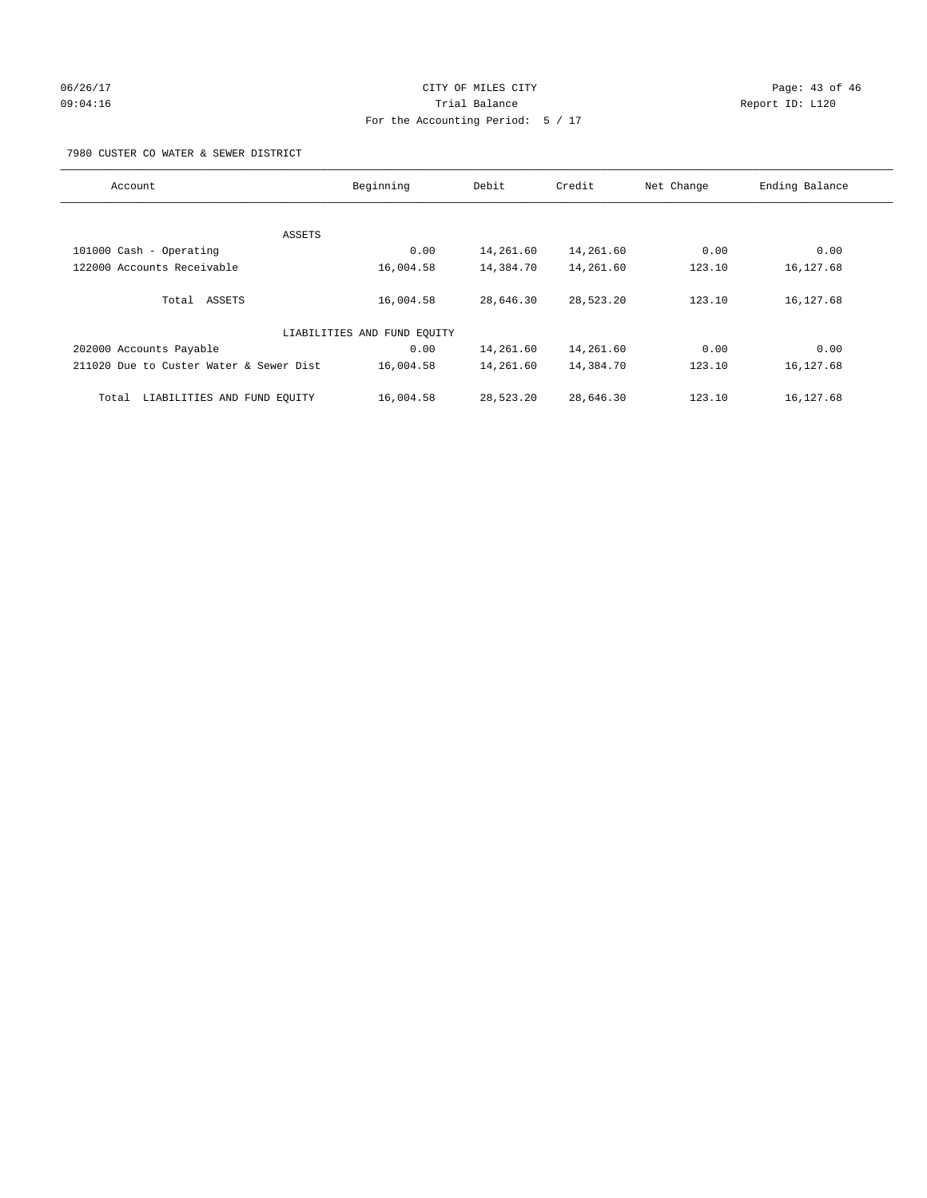CITY OF MILES CITY
Trial Balance
For the Accounting Period: 5 / 17

06/26/17
09:04:16

Report ID: L120

7980 CUSTER CO WATER & SEWER DISTRICT

| Account | Beginning | Debit | Credit | Net Change | Ending Balance |
|---|---|---|---|---|---|
| ASSETS | | | | | |
| 101000 Cash - Operating | 0.00 | 14,261.60 | 14,261.60 | 0.00 | 0.00 |
| 122000 Accounts Receivable | 16,004.58 | 14,384.70 | 14,261.60 | 123.10 | 16,127.68 |
| Total ASSETS | 16,004.58 | 28,646.30 | 28,523.20 | 123.10 | 16,127.68 |
| LIABILITIES AND FUND EQUITY | | | | | |
| 202000 Accounts Payable | 0.00 | 14,261.60 | 14,261.60 | 0.00 | 0.00 |
| 211020 Due to Custer Water & Sewer Dist | 16,004.58 | 14,261.60 | 14,384.70 | 123.10 | 16,127.68 |
| Total LIABILITIES AND FUND EQUITY | 16,004.58 | 28,523.20 | 28,646.30 | 123.10 | 16,127.68 |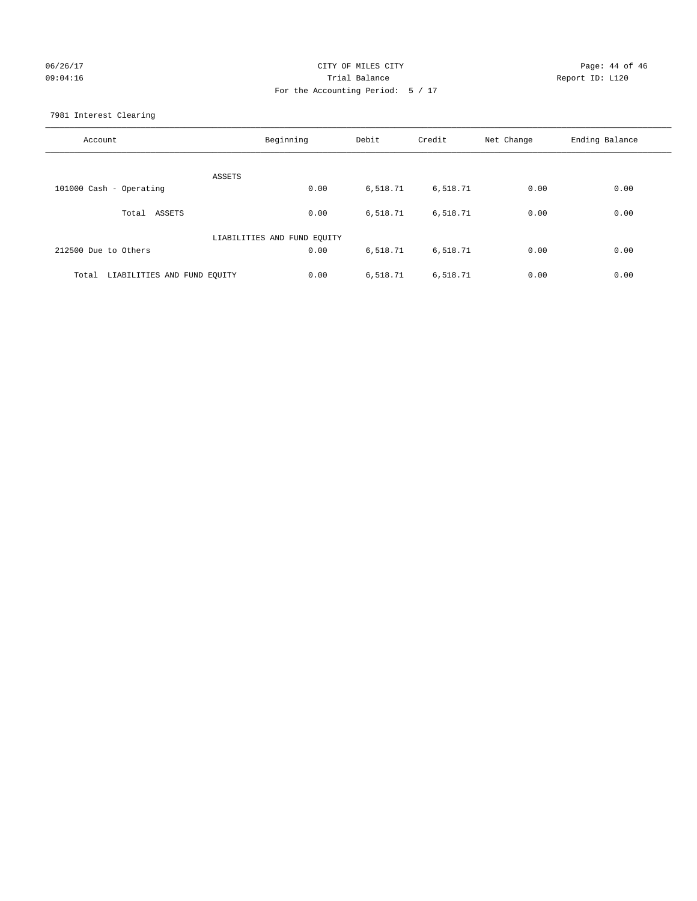CITY OF MILES CITY
Trial Balance
For the Accounting Period: 5 / 17

06/26/17
09:04:16

Report ID: L120

7981 Interest Clearing

| Account | Beginning | Debit | Credit | Net Change | Ending Balance |
|---|---|---|---|---|---|
| ASSETS | | | | | |
| 101000 Cash - Operating | 0.00 | 6,518.71 | 6,518.71 | 0.00 | 0.00 |
| Total ASSETS | 0.00 | 6,518.71 | 6,518.71 | 0.00 | 0.00 |
| LIABILITIES AND FUND EQUITY | | | | | |
| 212500 Due to Others | 0.00 | 6,518.71 | 6,518.71 | 0.00 | 0.00 |
| Total LIABILITIES AND FUND EQUITY | 0.00 | 6,518.71 | 6,518.71 | 0.00 | 0.00 |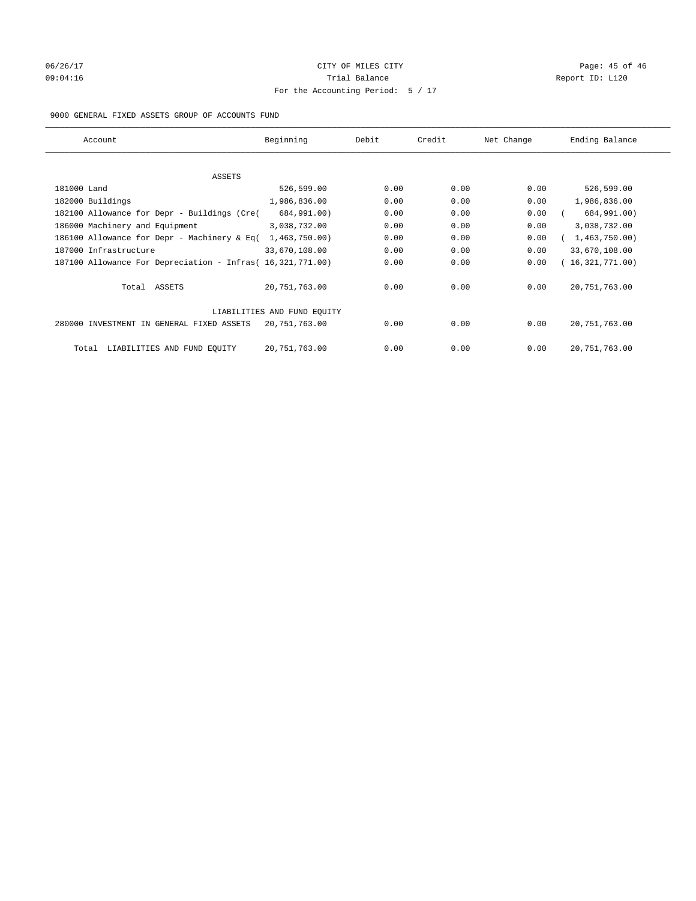CITY OF MILES CITY
Trial Balance
For the Accounting Period: 5 / 17

06/26/17
09:04:16

Report ID: L120

9000 GENERAL FIXED ASSETS GROUP OF ACCOUNTS FUND

| Account | Beginning | Debit | Credit | Net Change | Ending Balance |
|---|---|---|---|---|---|
| ASSETS | | | | | |
| 181000 Land | 526,599.00 | 0.00 | 0.00 | 0.00 | 526,599.00 |
| 182000 Buildings | 1,986,836.00 | 0.00 | 0.00 | 0.00 | 1,986,836.00 |
| 182100 Allowance for Depr - Buildings (Cre( | 684,991.00) | 0.00 | 0.00 | 0.00 | ( 684,991.00) |
| 186000 Machinery and Equipment | 3,038,732.00 | 0.00 | 0.00 | 0.00 | 3,038,732.00 |
| 186100 Allowance for Depr - Machinery & Eq( | 1,463,750.00) | 0.00 | 0.00 | 0.00 | ( 1,463,750.00) |
| 187000 Infrastructure | 33,670,108.00 | 0.00 | 0.00 | 0.00 | 33,670,108.00 |
| 187100 Allowance For Depreciation - Infras( | 16,321,771.00) | 0.00 | 0.00 | 0.00 | ( 16,321,771.00) |
| Total ASSETS | 20,751,763.00 | 0.00 | 0.00 | 0.00 | 20,751,763.00 |
| LIABILITIES AND FUND EQUITY | | | | | |
| 280000 INVESTMENT IN GENERAL FIXED ASSETS | 20,751,763.00 | 0.00 | 0.00 | 0.00 | 20,751,763.00 |
| Total LIABILITIES AND FUND EQUITY | 20,751,763.00 | 0.00 | 0.00 | 0.00 | 20,751,763.00 |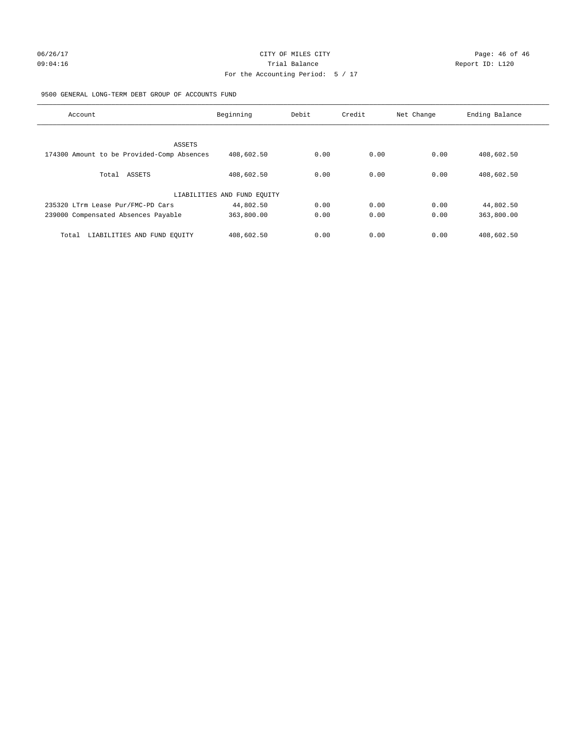CITY OF MILES CITY
Trial Balance
For the Accounting Period: 5 / 17

06/26/17
09:04:16

Report ID: L120

9500 GENERAL LONG-TERM DEBT GROUP OF ACCOUNTS FUND

| Account | Beginning | Debit | Credit | Net Change | Ending Balance |
|---|---|---|---|---|---|
| ASSETS | | | | | |
| 174300 Amount to be Provided-Comp Absences | 408,602.50 | 0.00 | 0.00 | 0.00 | 408,602.50 |
| Total ASSETS | 408,602.50 | 0.00 | 0.00 | 0.00 | 408,602.50 |
| LIABILITIES AND FUND EQUITY | | | | | |
| 235320 LTrm Lease Pur/FMC-PD Cars | 44,802.50 | 0.00 | 0.00 | 0.00 | 44,802.50 |
| 239000 Compensated Absences Payable | 363,800.00 | 0.00 | 0.00 | 0.00 | 363,800.00 |
| Total LIABILITIES AND FUND EQUITY | 408,602.50 | 0.00 | 0.00 | 0.00 | 408,602.50 |